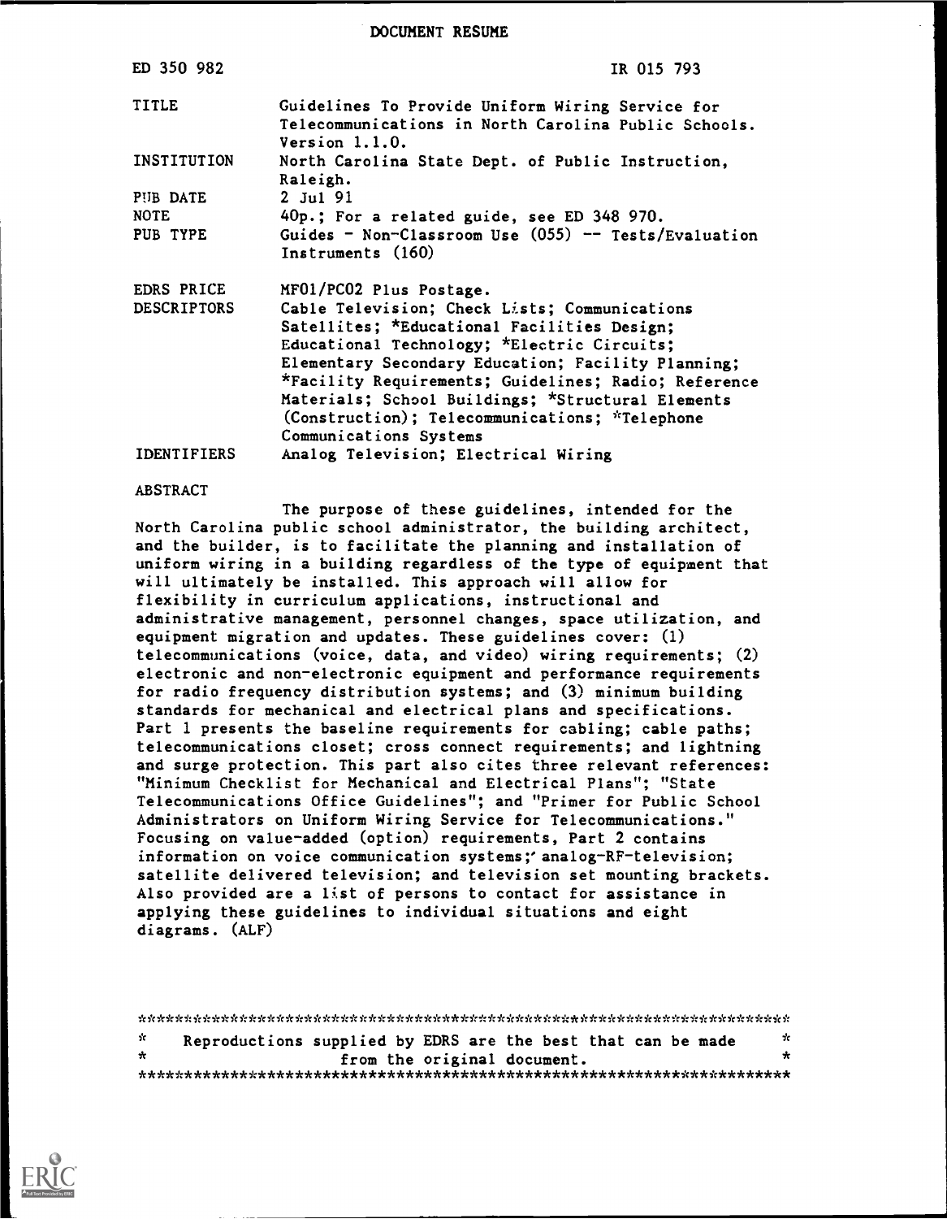# DOCUMENT RESUME

| | |
|---|---|
| ED 350 982 | IR 015 793 |
| TITLE | Guidelines To Provide Uniform Wiring Service for Telecommunications in North Carolina Public Schools. Version 1.1.0. |
| INSTITUTION | North Carolina State Dept. of Public Instruction, Raleigh. |
| PUB DATE | 2 Jul 91 |
| NOTE | 40p.; For a related guide, see ED 348 970. |
| PUB TYPE | Guides - Non-Classroom Use (055) -- Tests/Evaluation Instruments (160) |
| EDRS PRICE | MF01/PC02 Plus Postage. |
| DESCRIPTORS | Cable Television; Check Lists; Communications Satellites; *Educational Facilities Design; Educational Technology; *Electric Circuits; Elementary Secondary Education; Facility Planning; *Facility Requirements; Guidelines; Radio; Reference Materials; School Buildings; *Structural Elements (Construction); Telecommunications; *Telephone Communications Systems |
| IDENTIFIERS | Analog Television; Electrical Wiring |

ABSTRACT

The purpose of these guidelines, intended for the North Carolina public school administrator, the building architect, and the builder, is to facilitate the planning and installation of uniform wiring in a building regardless of the type of equipment that will ultimately be installed. This approach will allow for flexibility in curriculum applications, instructional and administrative management, personnel changes, space utilization, and equipment migration and updates. These guidelines cover: (1) telecommunications (voice, data, and video) wiring requirements; (2) electronic and non-electronic equipment and performance requirements for radio frequency distribution systems; and (3) minimum building standards for mechanical and electrical plans and specifications. Part 1 presents the baseline requirements for cabling; cable paths; telecommunications closet; cross connect requirements; and lightning and surge protection. This part also cites three relevant references: "Minimum Checklist for Mechanical and Electrical Plans"; "State Telecommunications Office Guidelines"; and "Primer for Public School Administrators on Uniform Wiring Service for Telecommunications." Focusing on value-added (option) requirements, Part 2 contains information on voice communication systems; analog-RF-television; satellite delivered television; and television set mounting brackets. Also provided are a list of persons to contact for assistance in applying these guidelines to individual situations and eight diagrams. (ALF)

***********************************************************************
* Reproductions supplied by EDRS are the best that can be made *
* from the original document. *
***********************************************************************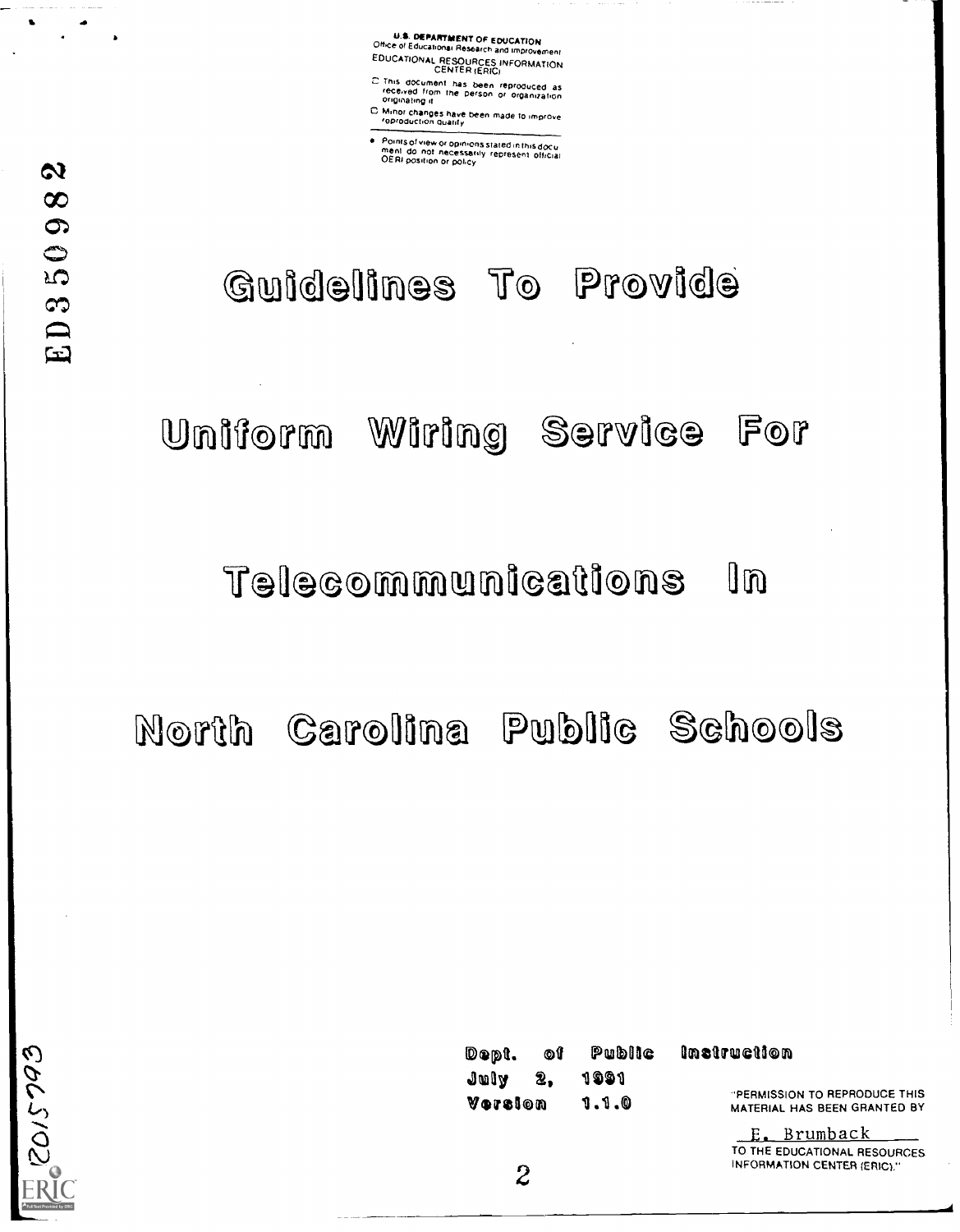U.S. DEPARTMENT OF EDUCATION
Office of Educational Research and Improvement
EDUCATIONAL RESOURCES INFORMATION CENTER (ERIC)

- This document has been reproduced as received from the person or organization originating it
- Minor changes have been made to improve reproduction quality

- Points of view or opinions stated in this document do not necessarily represent official OERI position or policy

ED350982

# Guidelines To Provide Uniform Wiring Service For Telecommunications In North Carolina Public Schools

Dept. of Public Instruction
July 2, 1991
Version 1.1.0

"PERMISSION TO REPRODUCE THIS MATERIAL HAS BEEN GRANTED BY

E. Brumback

TO THE EDUCATIONAL RESOURCES INFORMATION CENTER (ERIC)."

IR015793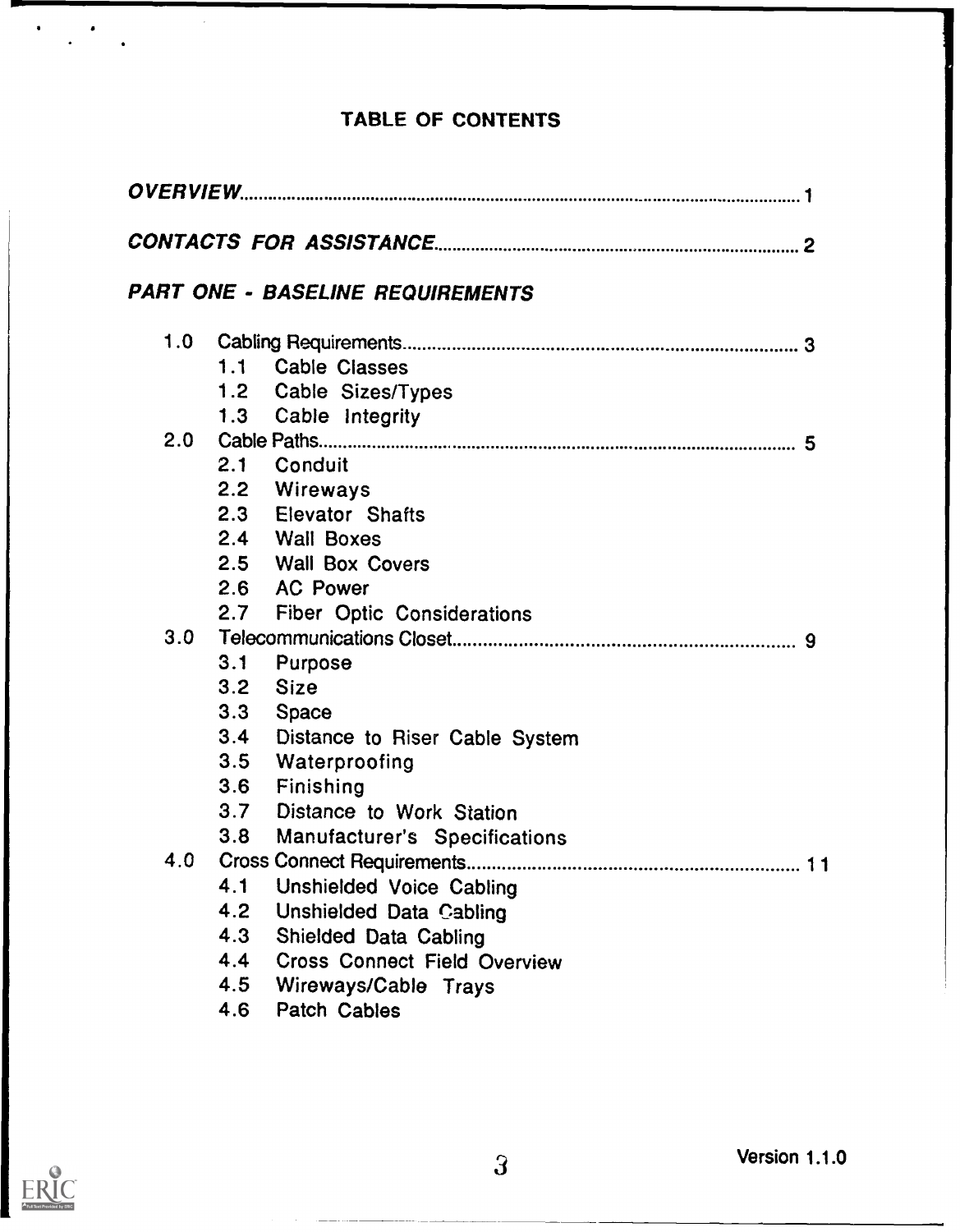# TABLE OF CONTENTS

*OVERVIEW* ........ 1

*CONTACTS FOR ASSISTANCE* ........ 2

## *PART ONE - BASELINE REQUIREMENTS*

1.0 Cabling Requirements ........ 3
- 1.1 Cable Classes
- 1.2 Cable Sizes/Types
- 1.3 Cable Integrity

2.0 Cable Paths ........ 5
- 2.1 Conduit
- 2.2 Wireways
- 2.3 Elevator Shafts
- 2.4 Wall Boxes
- 2.5 Wall Box Covers
- 2.6 AC Power
- 2.7 Fiber Optic Considerations

3.0 Telecommunications Closet ........ 9
- 3.1 Purpose
- 3.2 Size
- 3.3 Space
- 3.4 Distance to Riser Cable System
- 3.5 Waterproofing
- 3.6 Finishing
- 3.7 Distance to Work Station
- 3.8 Manufacturer's Specifications

4.0 Cross Connect Requirements ........ 11
- 4.1 Unshielded Voice Cabling
- 4.2 Unshielded Data Cabling
- 4.3 Shielded Data Cabling
- 4.4 Cross Connect Field Overview
- 4.5 Wireways/Cable Trays
- 4.6 Patch Cables

Version 1.1.0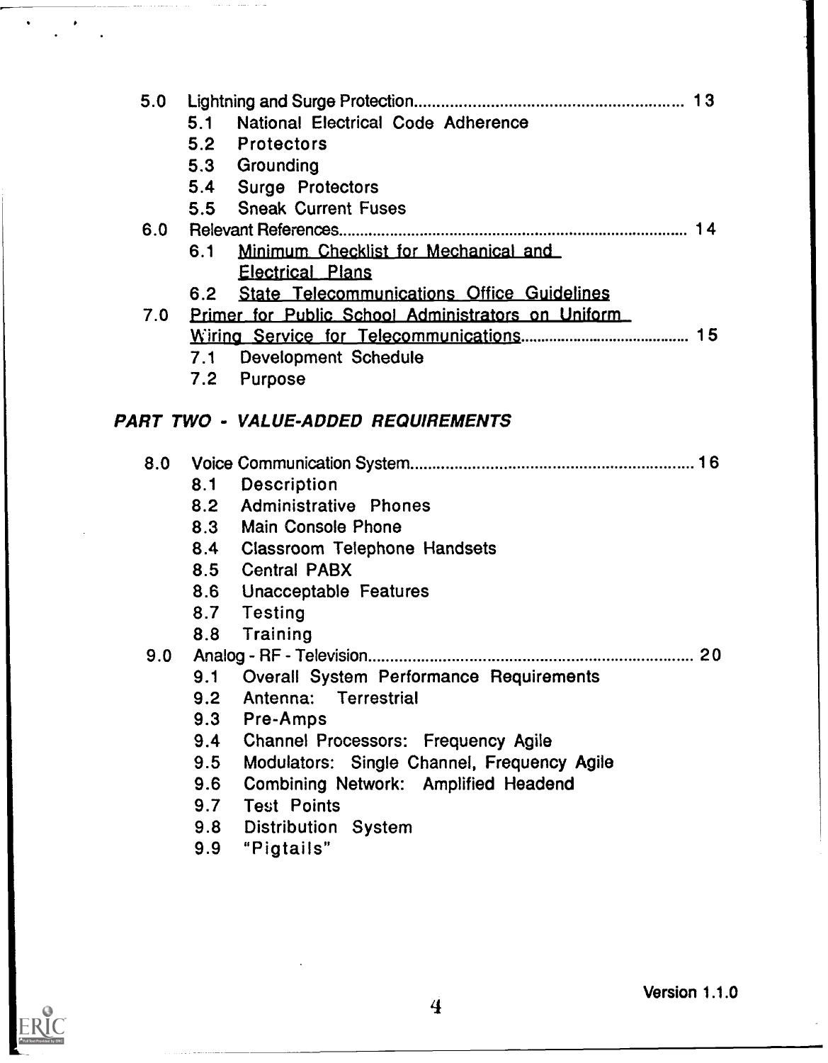5.0 Lightning and Surge Protection........................................................ 13
- 5.1 National Electrical Code Adherence
- 5.2 Protectors
- 5.3 Grounding
- 5.4 Surge Protectors
- 5.5 Sneak Current Fuses

6.0 Relevant References................................................................................ 14
- 6.1 Minimum Checklist for Mechanical and Electrical Plans
- 6.2 State Telecommunications Office Guidelines

7.0 Primer for Public School Administrators on Uniform Wiring Service for Telecommunications........................................ 15
- 7.1 Development Schedule
- 7.2 Purpose

## *PART TWO - VALUE-ADDED REQUIREMENTS*

8.0 Voice Communication System................................................................ 16
- 8.1 Description
- 8.2 Administrative Phones
- 8.3 Main Console Phone
- 8.4 Classroom Telephone Handsets
- 8.5 Central PABX
- 8.6 Unacceptable Features
- 8.7 Testing
- 8.8 Training

9.0 Analog - RF - Television......................................................................... 20
- 9.1 Overall System Performance Requirements
- 9.2 Antenna: Terrestrial
- 9.3 Pre-Amps
- 9.4 Channel Processors: Frequency Agile
- 9.5 Modulators: Single Channel, Frequency Agile
- 9.6 Combining Network: Amplified Headend
- 9.7 Test Points
- 9.8 Distribution System
- 9.9 "Pigtails"

Version 1.1.0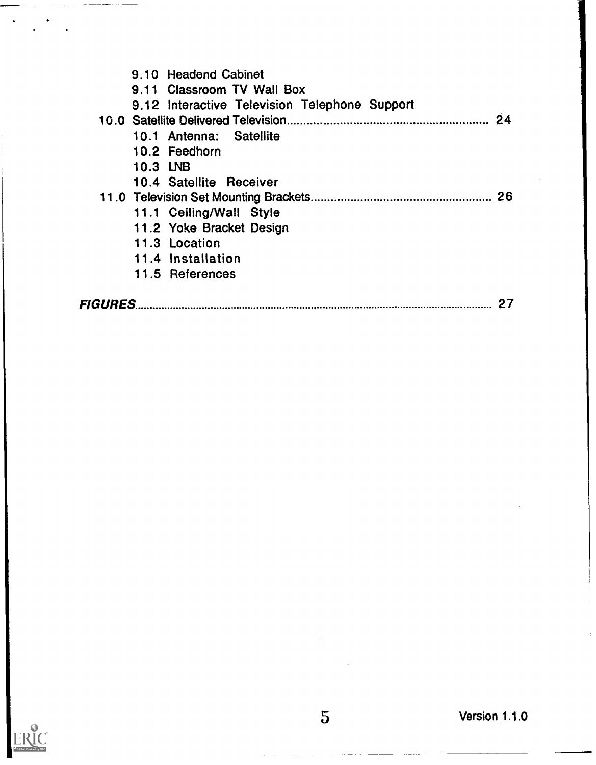9.10 Headend Cabinet
9.11 Classroom TV Wall Box
9.12 Interactive Television Telephone Support

10.0 Satellite Delivered Television............................................................ 24
10.1 Antenna: Satellite
10.2 Feedhorn
10.3 LNB
10.4 Satellite Receiver

11.0 Television Set Mounting Brackets....................................................... 26
11.1 Ceiling/Wall Style
11.2 Yoke Bracket Design
11.3 Location
11.4 Installation
11.5 References

***FIGURES***.......................................................................................................................... 27

Version 1.1.0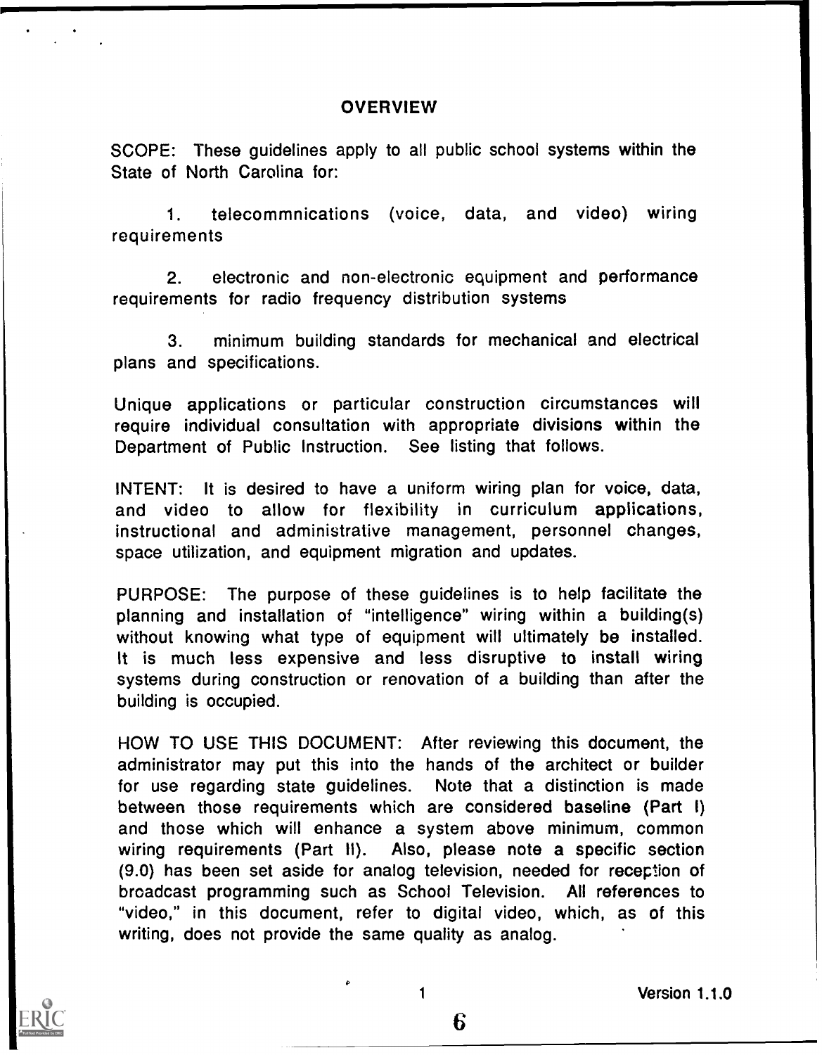# OVERVIEW

SCOPE: These guidelines apply to all public school systems within the State of North Carolina for:

1. telecommnications (voice, data, and video) wiring requirements

2. electronic and non-electronic equipment and performance requirements for radio frequency distribution systems

3. minimum building standards for mechanical and electrical plans and specifications.

Unique applications or particular construction circumstances will require individual consultation with appropriate divisions within the Department of Public Instruction. See listing that follows.

INTENT: It is desired to have a uniform wiring plan for voice, data, and video to allow for flexibility in curriculum applications, instructional and administrative management, personnel changes, space utilization, and equipment migration and updates.

PURPOSE: The purpose of these guidelines is to help facilitate the planning and installation of "intelligence" wiring within a building(s) without knowing what type of equipment will ultimately be installed. It is much less expensive and less disruptive to install wiring systems during construction or renovation of a building than after the building is occupied.

HOW TO USE THIS DOCUMENT: After reviewing this document, the administrator may put this into the hands of the architect or builder for use regarding state guidelines. Note that a distinction is made between those requirements which are considered baseline (Part I) and those which will enhance a system above minimum, common wiring requirements (Part II). Also, please note a specific section (9.0) has been set aside for analog television, needed for reception of broadcast programming such as School Television. All references to "video," in this document, refer to digital video, which, as of this writing, does not provide the same quality as analog.

Version 1.1.0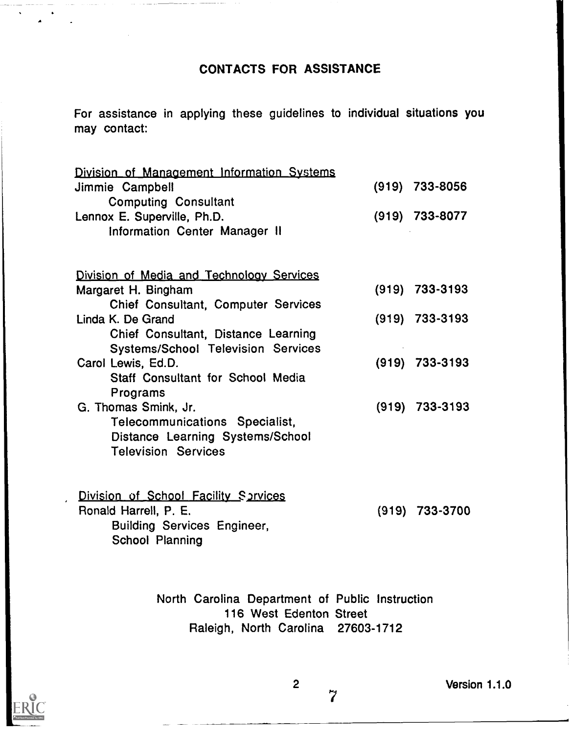## CONTACTS FOR ASSISTANCE

For assistance in applying these guidelines to individual situations you may contact:

Division of Management Information Systems

Jimmie Campbell — (919) 733-8056
Computing Consultant

Lennox E. Superville, Ph.D. — (919) 733-8077
Information Center Manager II

Division of Media and Technology Services

Margaret H. Bingham — (919) 733-3193
Chief Consultant, Computer Services

Linda K. De Grand — (919) 733-3193
Chief Consultant, Distance Learning Systems/School Television Services

Carol Lewis, Ed.D. — (919) 733-3193
Staff Consultant for School Media Programs

G. Thomas Smink, Jr. — (919) 733-3193
Telecommunications Specialist, Distance Learning Systems/School Television Services

Division of School Facility Services

Ronald Harrell, P. E. — (919) 733-3700
Building Services Engineer, School Planning

North Carolina Department of Public Instruction
116 West Edenton Street
Raleigh, North Carolina 27603-1712

Version 1.1.0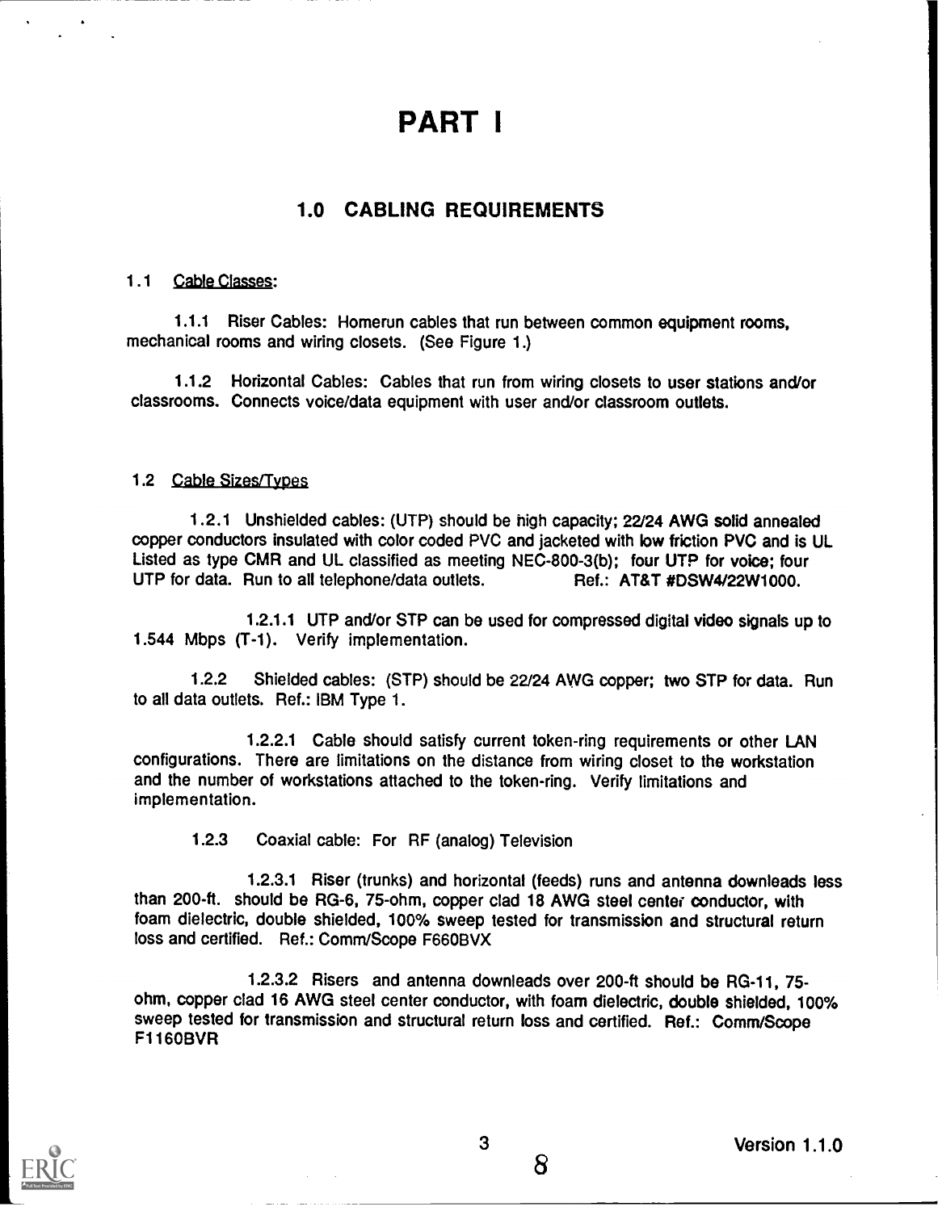# PART I

## 1.0 CABLING REQUIREMENTS

### 1.1 Cable Classes:

1.1.1 Riser Cables: Homerun cables that run between common equipment rooms, mechanical rooms and wiring closets. (See Figure 1.)

1.1.2 Horizontal Cables: Cables that run from wiring closets to user stations and/or classrooms. Connects voice/data equipment with user and/or classroom outlets.

### 1.2 Cable Sizes/Types

1.2.1 Unshielded cables: (UTP) should be high capacity; 22/24 AWG solid annealed copper conductors insulated with color coded PVC and jacketed with low friction PVC and is UL Listed as type CMR and UL classified as meeting NEC-800-3(b); four UTP for voice; four UTP for data. Run to all telephone/data outlets. Ref.: AT&T #DSW4/22W1000.

1.2.1.1 UTP and/or STP can be used for compressed digital video signals up to 1.544 Mbps (T-1). Verify implementation.

1.2.2 Shielded cables: (STP) should be 22/24 AWG copper; two STP for data. Run to all data outlets. Ref.: IBM Type 1.

1.2.2.1 Cable should satisfy current token-ring requirements or other LAN configurations. There are limitations on the distance from wiring closet to the workstation and the number of workstations attached to the token-ring. Verify limitations and implementation.

1.2.3 Coaxial cable: For RF (analog) Television

1.2.3.1 Riser (trunks) and horizontal (feeds) runs and antenna downleads less than 200-ft. should be RG-6, 75-ohm, copper clad 18 AWG steel center conductor, with foam dielectric, double shielded, 100% sweep tested for transmission and structural return loss and certified. Ref.: Comm/Scope F660BVX

1.2.3.2 Risers and antenna downleads over 200-ft should be RG-11, 75-ohm, copper clad 16 AWG steel center conductor, with foam dielectric, double shielded, 100% sweep tested for transmission and structural return loss and certified. Ref.: Comm/Scope F1160BVR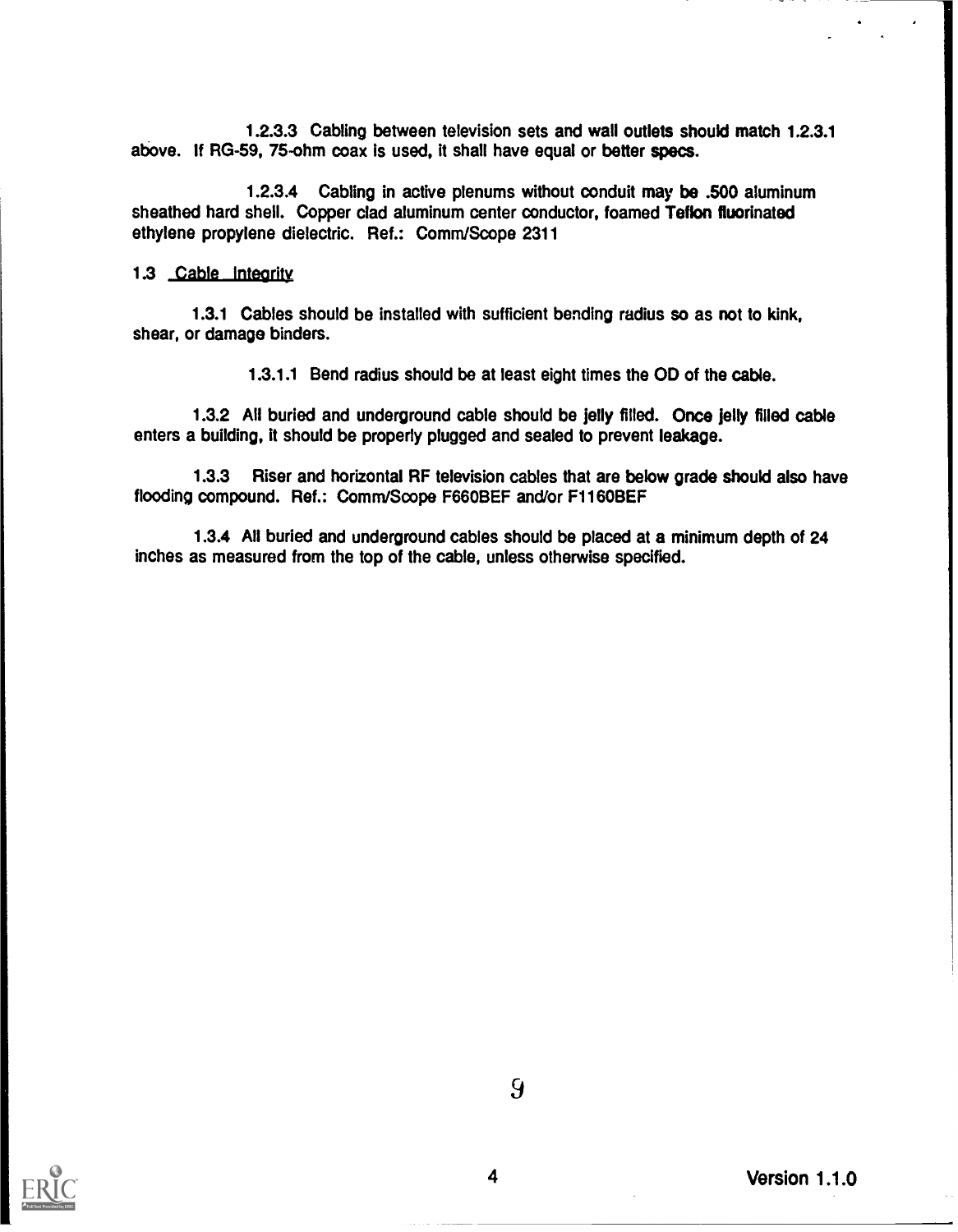1.2.3.3 Cabling between television sets and wall outlets should match 1.2.3.1 above. If RG-59, 75-ohm coax is used, it shall have equal or better specs.

1.2.3.4 Cabling in active plenums without conduit may be .500 aluminum sheathed hard shell. Copper clad aluminum center conductor, foamed Teflon fluorinated ethylene propylene dielectric. Ref.: Comm/Scope 2311

## 1.3 Cable Integrity

1.3.1 Cables should be installed with sufficient bending radius so as not to kink, shear, or damage binders.

1.3.1.1 Bend radius should be at least eight times the OD of the cable.

1.3.2 All buried and underground cable should be jelly filled. Once jelly filled cable enters a building, it should be properly plugged and sealed to prevent leakage.

1.3.3 Riser and horizontal RF television cables that are below grade should also have flooding compound. Ref.: Comm/Scope F660BEF and/or F1160BEF

1.3.4 All buried and underground cables should be placed at a minimum depth of 24 inches as measured from the top of the cable, unless otherwise specified.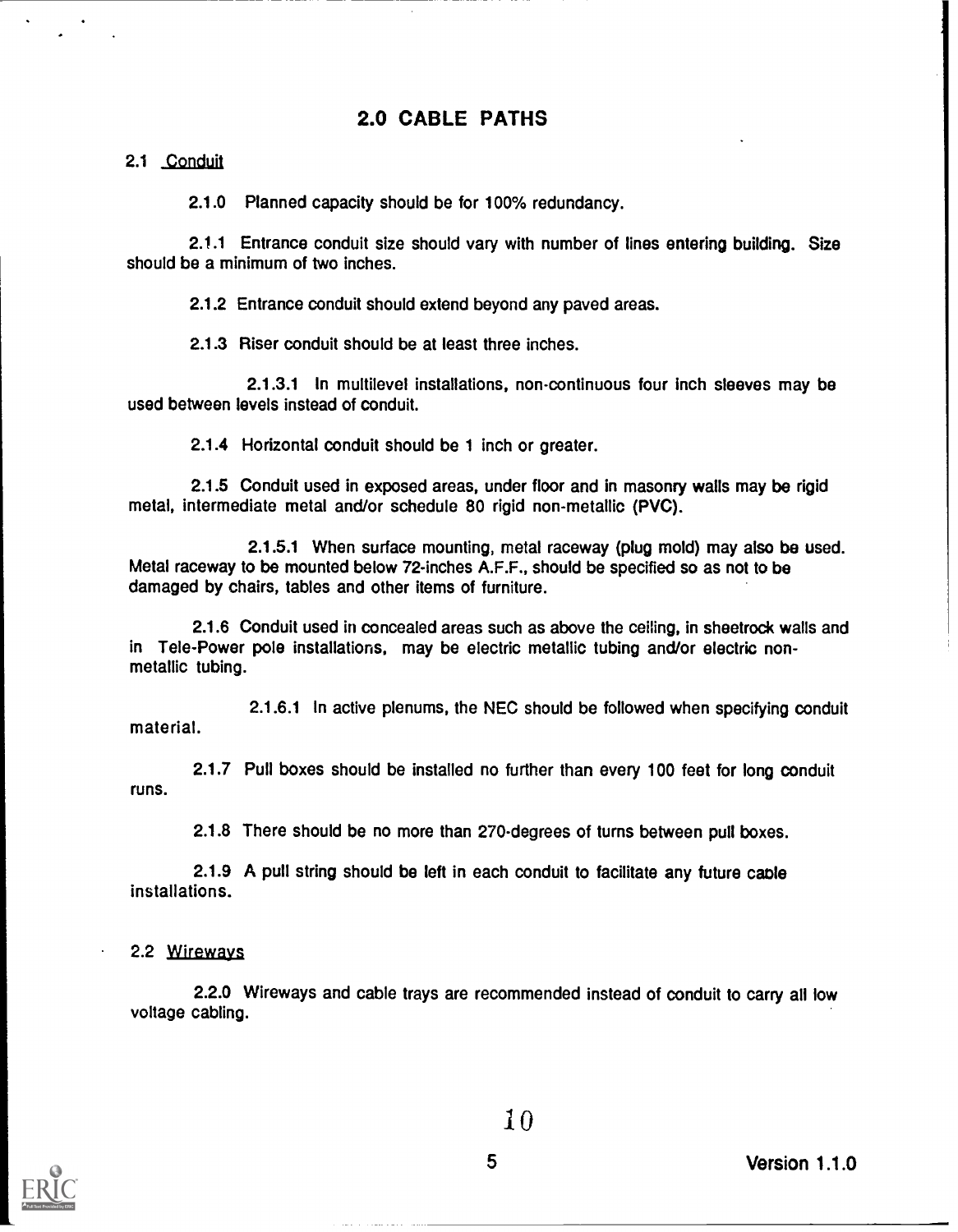# 2.0 CABLE PATHS

## 2.1 Conduit

2.1.0 Planned capacity should be for 100% redundancy.

2.1.1 Entrance conduit size should vary with number of lines entering building. Size should be a minimum of two inches.

2.1.2 Entrance conduit should extend beyond any paved areas.

2.1.3 Riser conduit should be at least three inches.

2.1.3.1 In multilevel installations, non-continuous four inch sleeves may be used between levels instead of conduit.

2.1.4 Horizontal conduit should be 1 inch or greater.

2.1.5 Conduit used in exposed areas, under floor and in masonry walls may be rigid metal, intermediate metal and/or schedule 80 rigid non-metallic (PVC).

2.1.5.1 When surface mounting, metal raceway (plug mold) may also be used. Metal raceway to be mounted below 72-inches A.F.F., should be specified so as not to be damaged by chairs, tables and other items of furniture.

2.1.6 Conduit used in concealed areas such as above the ceiling, in sheetrock walls and in Tele-Power pole installations, may be electric metallic tubing and/or electric non-metallic tubing.

2.1.6.1 In active plenums, the NEC should be followed when specifying conduit material.

2.1.7 Pull boxes should be installed no further than every 100 feet for long conduit runs.

2.1.8 There should be no more than 270-degrees of turns between pull boxes.

2.1.9 A pull string should be left in each conduit to facilitate any future cable installations.

## 2.2 Wireways

2.2.0 Wireways and cable trays are recommended instead of conduit to carry all low voltage cabling.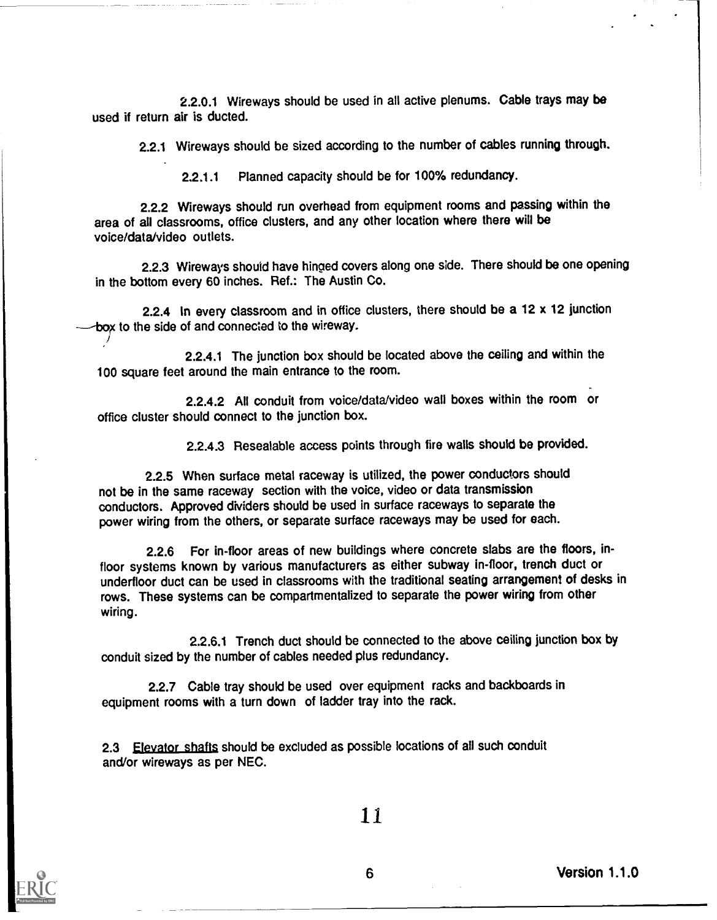2.2.0.1 Wireways should be used in all active plenums. Cable trays may be used if return air is ducted.

2.2.1 Wireways should be sized according to the number of cables running through.

2.2.1.1 Planned capacity should be for 100% redundancy.

2.2.2 Wireways should run overhead from equipment rooms and passing within the area of all classrooms, office clusters, and any other location where there will be voice/data/video outlets.

2.2.3 Wireways should have hinged covers along one side. There should be one opening in the bottom every 60 inches. Ref.: The Austin Co.

2.2.4 In every classroom and in office clusters, there should be a 12 x 12 junction box to the side of and connected to the wireway.

2.2.4.1 The junction box should be located above the ceiling and within the 100 square feet around the main entrance to the room.

2.2.4.2 All conduit from voice/data/video wall boxes within the room or office cluster should connect to the junction box.

2.2.4.3 Resealable access points through fire walls should be provided.

2.2.5 When surface metal raceway is utilized, the power conductors should not be in the same raceway section with the voice, video or data transmission conductors. Approved dividers should be used in surface raceways to separate the power wiring from the others, or separate surface raceways may be used for each.

2.2.6 For in-floor areas of new buildings where concrete slabs are the floors, in-floor systems known by various manufacturers as either subway in-floor, trench duct or underfloor duct can be used in classrooms with the traditional seating arrangement of desks in rows. These systems can be compartmentalized to separate the power wiring from other wiring.

2.2.6.1 Trench duct should be connected to the above ceiling junction box by conduit sized by the number of cables needed plus redundancy.

2.2.7 Cable tray should be used over equipment racks and backboards in equipment rooms with a turn down of ladder tray into the rack.

2.3 Elevator shafts should be excluded as possible locations of all such conduit and/or wireways as per NEC.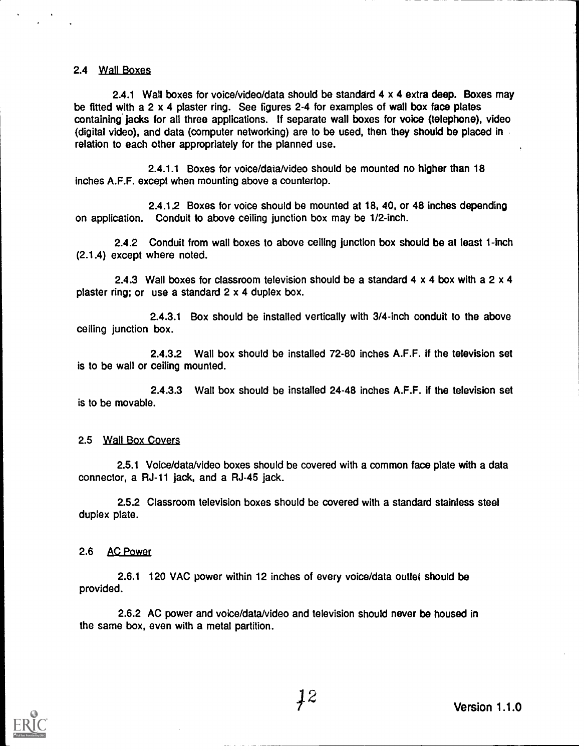## 2.4 Wall Boxes

2.4.1 Wall boxes for voice/video/data should be standard 4 x 4 extra deep. Boxes may be fitted with a 2 x 4 plaster ring. See figures 2-4 for examples of wall box face plates containing jacks for all three applications. If separate wall boxes for voice (telephone), video (digital video), and data (computer networking) are to be used, then they should be placed in relation to each other appropriately for the planned use.

2.4.1.1 Boxes for voice/data/video should be mounted no higher than 18 inches A.F.F. except when mounting above a countertop.

2.4.1.2 Boxes for voice should be mounted at 18, 40, or 48 inches depending on application. Conduit to above ceiling junction box may be 1/2-inch.

2.4.2 Conduit from wall boxes to above ceiling junction box should be at least 1-inch (2.1.4) except where noted.

2.4.3 Wall boxes for classroom television should be a standard 4 x 4 box with a 2 x 4 plaster ring; or use a standard 2 x 4 duplex box.

2.4.3.1 Box should be installed vertically with 3/4-inch conduit to the above ceiling junction box.

2.4.3.2 Wall box should be installed 72-80 inches A.F.F. if the television set is to be wall or ceiling mounted.

2.4.3.3 Wall box should be installed 24-48 inches A.F.F. if the television set is to be movable.

## 2.5 Wall Box Covers

2.5.1 Voice/data/video boxes should be covered with a common face plate with a data connector, a RJ-11 jack, and a RJ-45 jack.

2.5.2 Classroom television boxes should be covered with a standard stainless steel duplex plate.

## 2.6 AC Power

2.6.1 120 VAC power within 12 inches of every voice/data outlet should be provided.

2.6.2 AC power and voice/data/video and television should never be housed in the same box, even with a metal partition.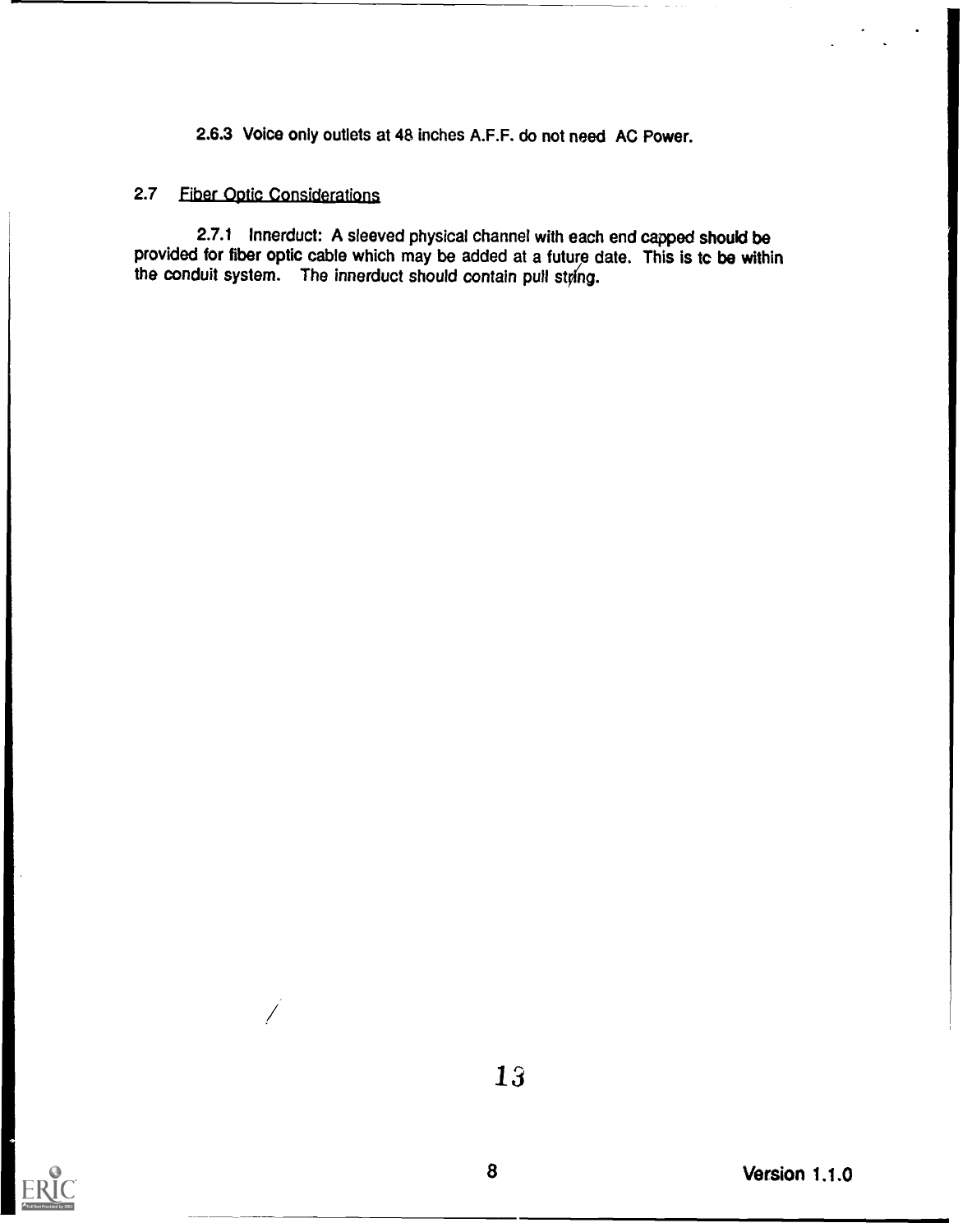2.6.3 Voice only outlets at 48 inches A.F.F. do not need AC Power.

## 2.7 Fiber Optic Considerations

2.7.1 Innerduct: A sleeved physical channel with each end capped should be provided for fiber optic cable which may be added at a future date. This is tc be within the conduit system. The innerduct should contain pull string.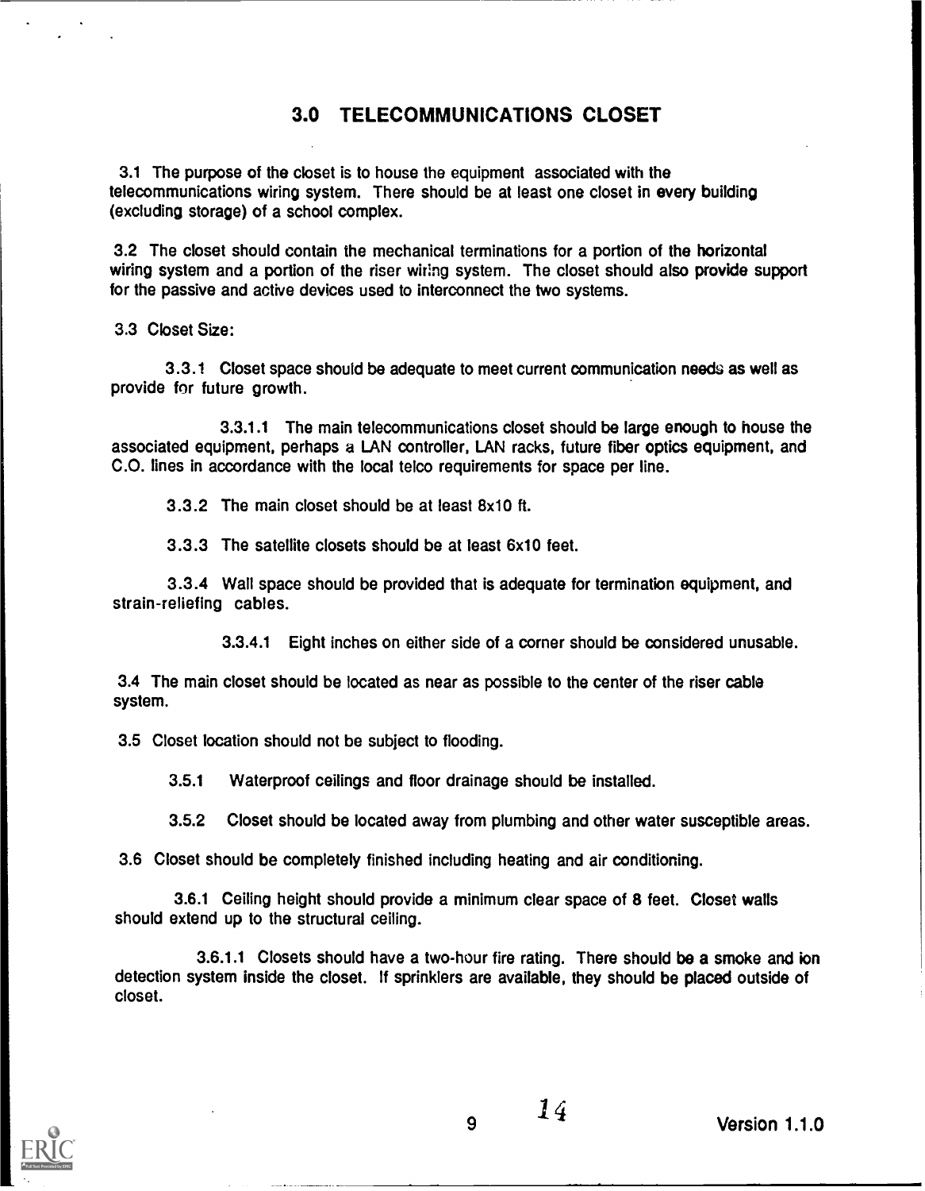## 3.0 TELECOMMUNICATIONS CLOSET

3.1 The purpose of the closet is to house the equipment associated with the telecommunications wiring system. There should be at least one closet in every building (excluding storage) of a school complex.

3.2 The closet should contain the mechanical terminations for a portion of the horizontal wiring system and a portion of the riser wiring system. The closet should also provide support for the passive and active devices used to interconnect the two systems.

3.3 Closet Size:

3.3.1 Closet space should be adequate to meet current communication needs as well as provide for future growth.

3.3.1.1 The main telecommunications closet should be large enough to house the associated equipment, perhaps a LAN controller, LAN racks, future fiber optics equipment, and C.O. lines in accordance with the local telco requirements for space per line.

3.3.2 The main closet should be at least 8x10 ft.

3.3.3 The satellite closets should be at least 6x10 feet.

3.3.4 Wall space should be provided that is adequate for termination equipment, and strain-reliefing cables.

3.3.4.1 Eight inches on either side of a corner should be considered unusable.

3.4 The main closet should be located as near as possible to the center of the riser cable system.

3.5 Closet location should not be subject to flooding.

3.5.1 Waterproof ceilings and floor drainage should be installed.

3.5.2 Closet should be located away from plumbing and other water susceptible areas.

3.6 Closet should be completely finished including heating and air conditioning.

3.6.1 Ceiling height should provide a minimum clear space of 8 feet. Closet walls should extend up to the structural ceiling.

3.6.1.1 Closets should have a two-hour fire rating. There should be a smoke and ion detection system inside the closet. If sprinklers are available, they should be placed outside of closet.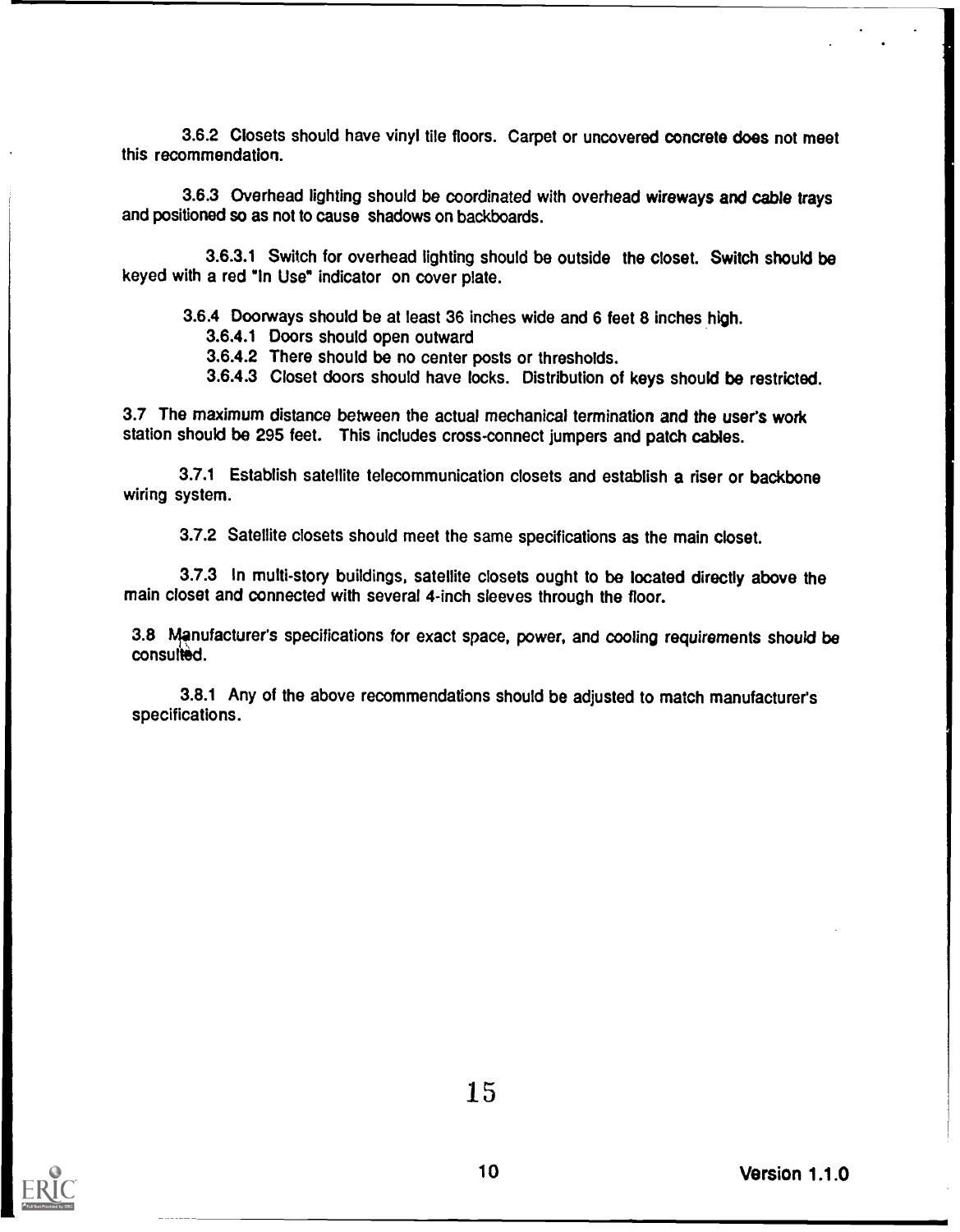3.6.2 Closets should have vinyl tile floors. Carpet or uncovered concrete does not meet this recommendation.

3.6.3 Overhead lighting should be coordinated with overhead wireways and cable trays and positioned so as not to cause shadows on backboards.

3.6.3.1 Switch for overhead lighting should be outside the closet. Switch should be keyed with a red "In Use" indicator on cover plate.

3.6.4 Doorways should be at least 36 inches wide and 6 feet 8 inches high.

3.6.4.1 Doors should open outward

3.6.4.2 There should be no center posts or thresholds.

3.6.4.3 Closet doors should have locks. Distribution of keys should be restricted.

3.7 The maximum distance between the actual mechanical termination and the user's work station should be 295 feet. This includes cross-connect jumpers and patch cables.

3.7.1 Establish satellite telecommunication closets and establish a riser or backbone wiring system.

3.7.2 Satellite closets should meet the same specifications as the main closet.

3.7.3 In multi-story buildings, satellite closets ought to be located directly above the main closet and connected with several 4-inch sleeves through the floor.

3.8 Manufacturer's specifications for exact space, power, and cooling requirements should be consulted.

3.8.1 Any of the above recommendations should be adjusted to match manufacturer's specifications.

Version 1.1.0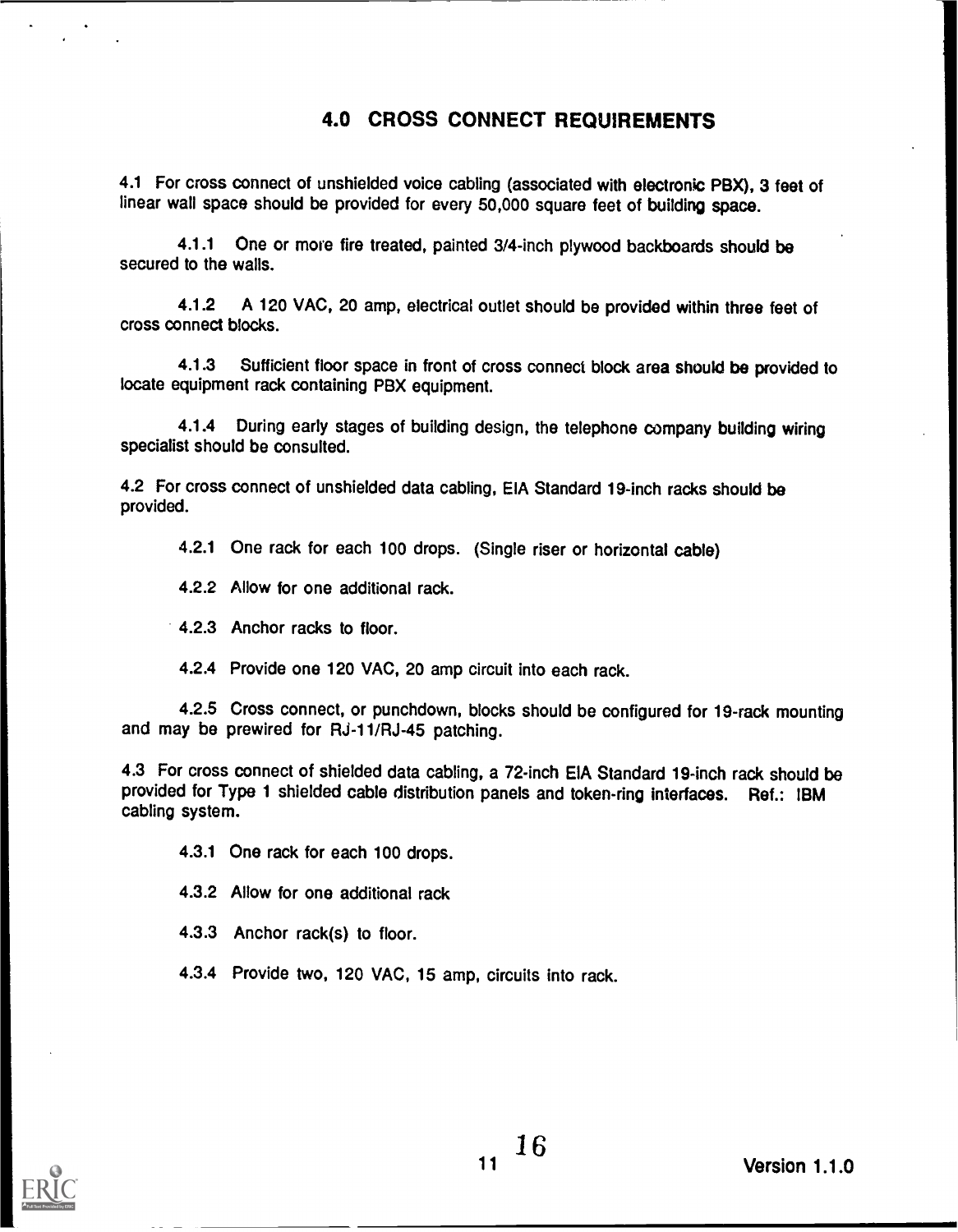## 4.0 CROSS CONNECT REQUIREMENTS

4.1 For cross connect of unshielded voice cabling (associated with electronic PBX), 3 feet of linear wall space should be provided for every 50,000 square feet of building space.

4.1.1 One or more fire treated, painted 3/4-inch plywood backboards should be secured to the walls.

4.1.2 A 120 VAC, 20 amp, electrical outlet should be provided within three feet of cross connect blocks.

4.1.3 Sufficient floor space in front of cross connect block area should be provided to locate equipment rack containing PBX equipment.

4.1.4 During early stages of building design, the telephone company building wiring specialist should be consulted.

4.2 For cross connect of unshielded data cabling, EIA Standard 19-inch racks should be provided.

4.2.1 One rack for each 100 drops. (Single riser or horizontal cable)

4.2.2 Allow for one additional rack.

4.2.3 Anchor racks to floor.

4.2.4 Provide one 120 VAC, 20 amp circuit into each rack.

4.2.5 Cross connect, or punchdown, blocks should be configured for 19-rack mounting and may be prewired for RJ-11/RJ-45 patching.

4.3 For cross connect of shielded data cabling, a 72-inch EIA Standard 19-inch rack should be provided for Type 1 shielded cable distribution panels and token-ring interfaces. Ref.: IBM cabling system.

4.3.1 One rack for each 100 drops.

4.3.2 Allow for one additional rack

4.3.3 Anchor rack(s) to floor.

4.3.4 Provide two, 120 VAC, 15 amp, circuits into rack.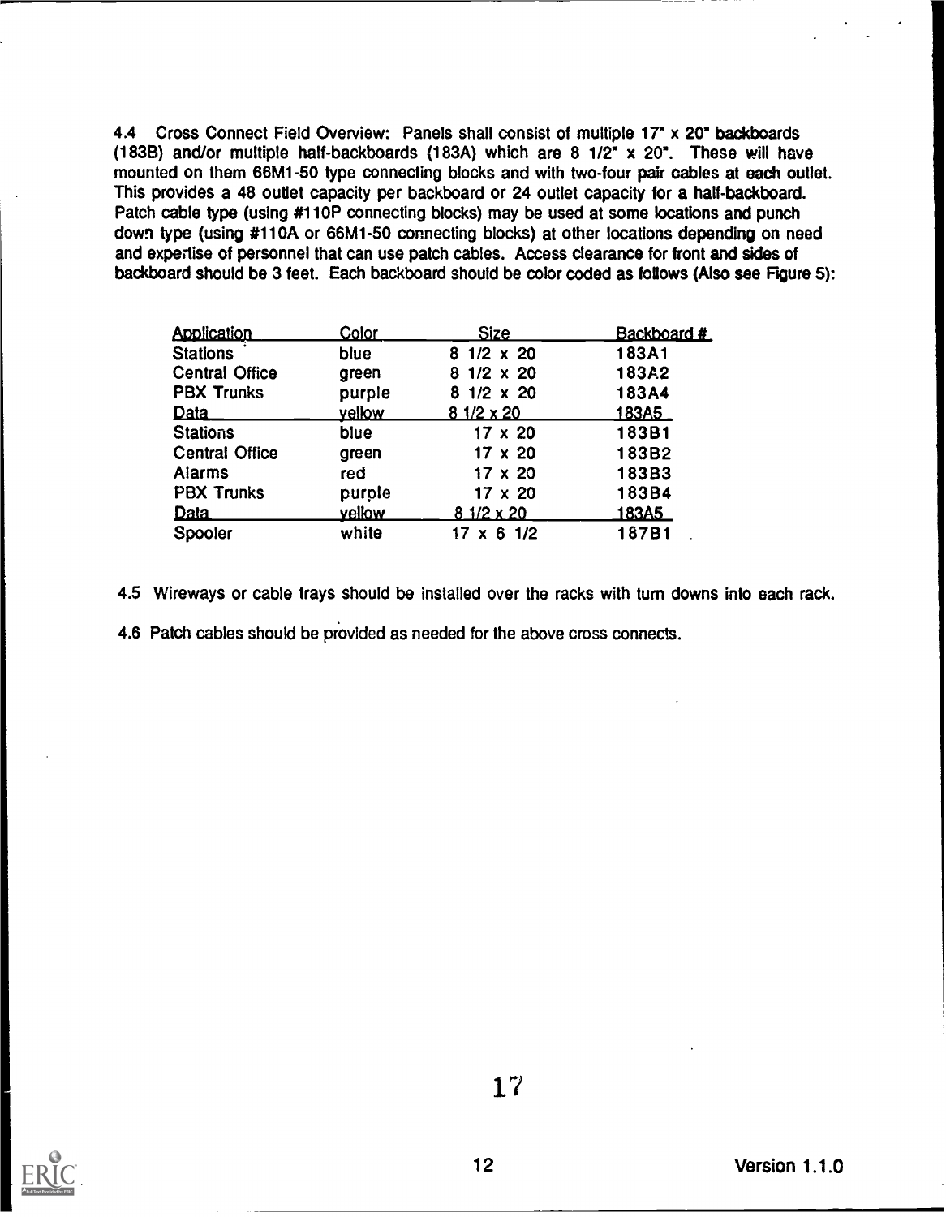4.4 Cross Connect Field Overview: Panels shall consist of multiple 17" x 20" backboards (183B) and/or multiple half-backboards (183A) which are 8 1/2" x 20". These will have mounted on them 66M1-50 type connecting blocks and with two-four pair cables at each outlet. This provides a 48 outlet capacity per backboard or 24 outlet capacity for a half-backboard. Patch cable type (using #110P connecting blocks) may be used at some locations and punch down type (using #110A or 66M1-50 connecting blocks) at other locations depending on need and expertise of personnel that can use patch cables. Access clearance for front and sides of backboard should be 3 feet. Each backboard should be color coded as follows (Also see Figure 5):

| Application | Color | Size | Backboard # |
|---|---|---|---|
| Stations | blue | 8 1/2 x 20 | 183A1 |
| Central Office | green | 8 1/2 x 20 | 183A2 |
| PBX Trunks | purple | 8 1/2 x 20 | 183A4 |
| Data | yellow | 8 1/2 x 20 | 183A5 |
| Stations | blue | 17 x 20 | 183B1 |
| Central Office | green | 17 x 20 | 183B2 |
| Alarms | red | 17 x 20 | 183B3 |
| PBX Trunks | purple | 17 x 20 | 183B4 |
| Data | yellow | 8 1/2 x 20 | 183A5 |
| Spooler | white | 17 x 6 1/2 | 187B1 |

4.5 Wireways or cable trays should be installed over the racks with turn downs into each rack.

4.6 Patch cables should be provided as needed for the above cross connects.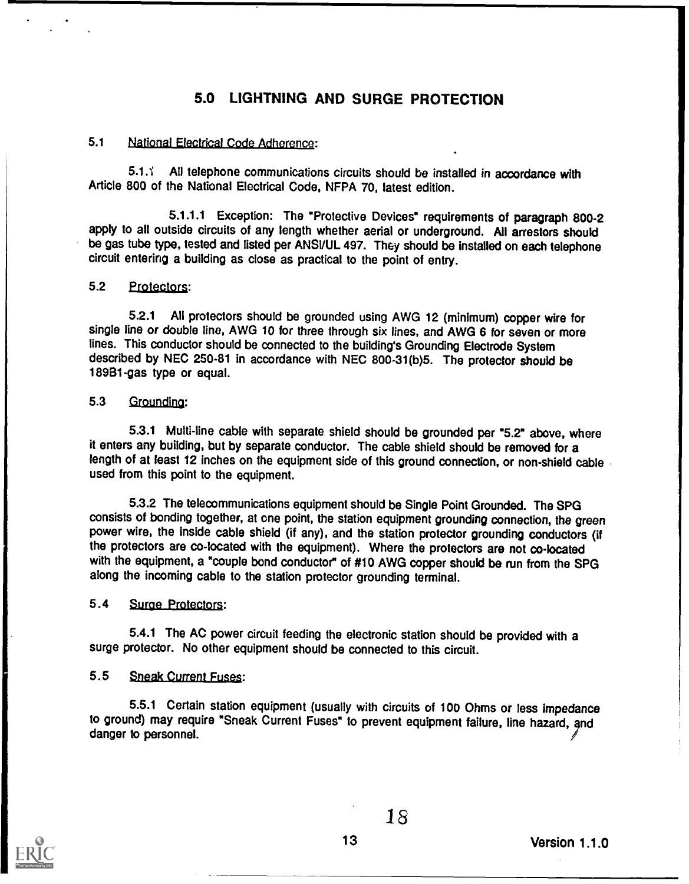# 5.0 LIGHTNING AND SURGE PROTECTION

5.1 National Electrical Code Adherence:

5.1.1 All telephone communications circuits should be installed in accordance with Article 800 of the National Electrical Code, NFPA 70, latest edition.

5.1.1.1 Exception: The "Protective Devices" requirements of paragraph 800-2 apply to all outside circuits of any length whether aerial or underground. All arrestors should be gas tube type, tested and listed per ANSI/UL 497. They should be installed on each telephone circuit entering a building as close as practical to the point of entry.

5.2 Protectors:

5.2.1 All protectors should be grounded using AWG 12 (minimum) copper wire for single line or double line, AWG 10 for three through six lines, and AWG 6 for seven or more lines. This conductor should be connected to the building's Grounding Electrode System described by NEC 250-81 in accordance with NEC 800-31(b)5. The protector should be 189B1-gas type or equal.

5.3 Grounding:

5.3.1 Multi-line cable with separate shield should be grounded per "5.2" above, where it enters any building, but by separate conductor. The cable shield should be removed for a length of at least 12 inches on the equipment side of this ground connection, or non-shield cable used from this point to the equipment.

5.3.2 The telecommunications equipment should be Single Point Grounded. The SPG consists of bonding together, at one point, the station equipment grounding connection, the green power wire, the inside cable shield (if any), and the station protector grounding conductors (if the protectors are co-located with the equipment). Where the protectors are not co-located with the equipment, a "couple bond conductor" of #10 AWG copper should be run from the SPG along the incoming cable to the station protector grounding terminal.

5.4 Surge Protectors:

5.4.1 The AC power circuit feeding the electronic station should be provided with a surge protector. No other equipment should be connected to this circuit.

5.5 Sneak Current Fuses:

5.5.1 Certain station equipment (usually with circuits of 100 Ohms or less impedance to ground) may require "Sneak Current Fuses" to prevent equipment failure, line hazard, and danger to personnel.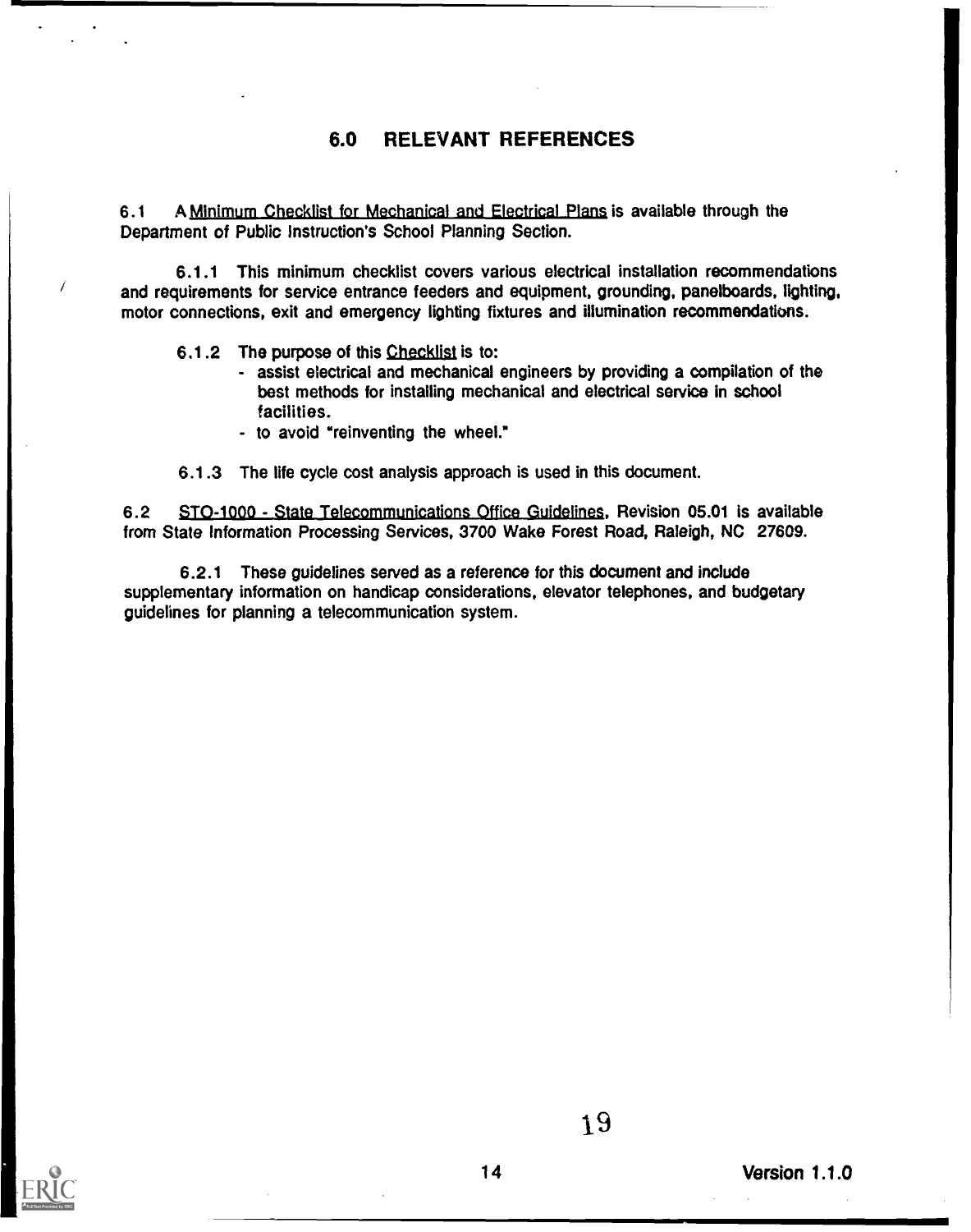## 6.0 RELEVANT REFERENCES

6.1 A Minimum Checklist for Mechanical and Electrical Plans is available through the Department of Public Instruction's School Planning Section.

6.1.1 This minimum checklist covers various electrical installation recommendations and requirements for service entrance feeders and equipment, grounding, panelboards, lighting, motor connections, exit and emergency lighting fixtures and illumination recommendations.

6.1.2 The purpose of this Checklist is to:

- assist electrical and mechanical engineers by providing a compilation of the best methods for installing mechanical and electrical service in school facilities.
- to avoid "reinventing the wheel."

6.1.3 The life cycle cost analysis approach is used in this document.

6.2 STO-1000 - State Telecommunications Office Guidelines, Revision 05.01 is available from State Information Processing Services, 3700 Wake Forest Road, Raleigh, NC 27609.

6.2.1 These guidelines served as a reference for this document and include supplementary information on handicap considerations, elevator telephones, and budgetary guidelines for planning a telecommunication system.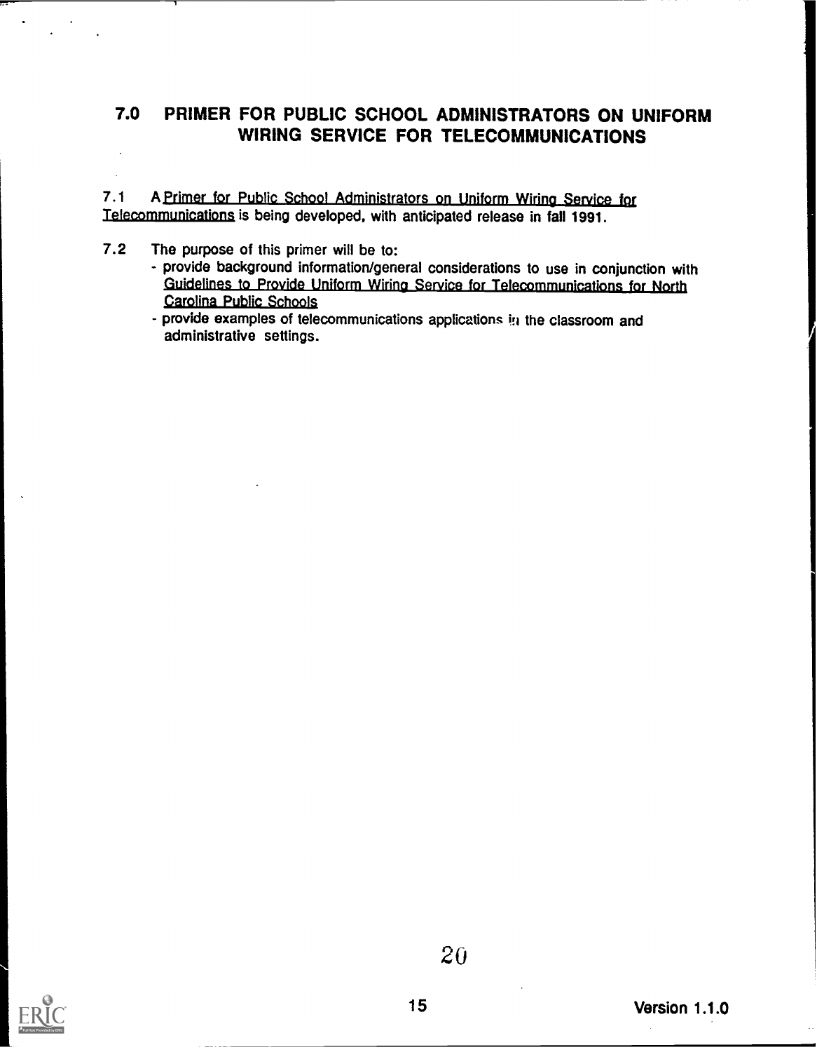## 7.0 PRIMER FOR PUBLIC SCHOOL ADMINISTRATORS ON UNIFORM WIRING SERVICE FOR TELECOMMUNICATIONS

7.1 A Primer for Public School Administrators on Uniform Wiring Service for Telecommunications is being developed, with anticipated release in fall 1991.

7.2 The purpose of this primer will be to:

- provide background information/general considerations to use in conjunction with Guidelines to Provide Uniform Wiring Service for Telecommunications for North Carolina Public Schools
- provide examples of telecommunications applications in the classroom and administrative settings.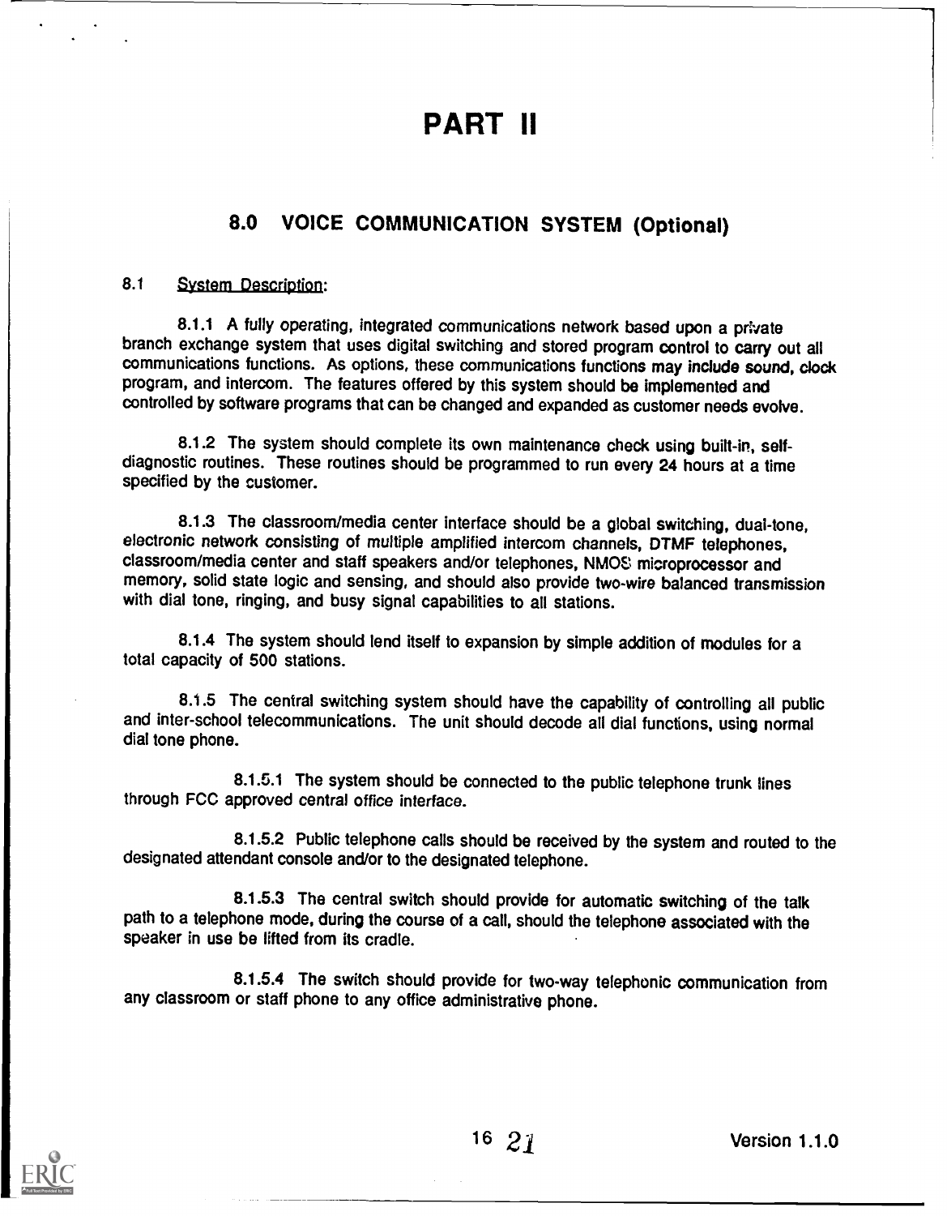# PART II

## 8.0 VOICE COMMUNICATION SYSTEM (Optional)

8.1 System Description:

8.1.1 A fully operating, integrated communications network based upon a private branch exchange system that uses digital switching and stored program control to carry out all communications functions. As options, these communications functions may include sound, clock program, and intercom. The features offered by this system should be implemented and controlled by software programs that can be changed and expanded as customer needs evolve.

8.1.2 The system should complete its own maintenance check using built-in, self-diagnostic routines. These routines should be programmed to run every 24 hours at a time specified by the customer.

8.1.3 The classroom/media center interface should be a global switching, dual-tone, electronic network consisting of multiple amplified intercom channels, DTMF telephones, classroom/media center and staff speakers and/or telephones, NMOS microprocessor and memory, solid state logic and sensing, and should also provide two-wire balanced transmission with dial tone, ringing, and busy signal capabilities to all stations.

8.1.4 The system should lend itself to expansion by simple addition of modules for a total capacity of 500 stations.

8.1.5 The central switching system should have the capability of controlling all public and inter-school telecommunications. The unit should decode all dial functions, using normal dial tone phone.

8.1.5.1 The system should be connected to the public telephone trunk lines through FCC approved central office interface.

8.1.5.2 Public telephone calls should be received by the system and routed to the designated attendant console and/or to the designated telephone.

8.1.5.3 The central switch should provide for automatic switching of the talk path to a telephone mode, during the course of a call, should the telephone associated with the speaker in use be lifted from its cradle.

8.1.5.4 The switch should provide for two-way telephonic communication from any classroom or staff phone to any office administrative phone.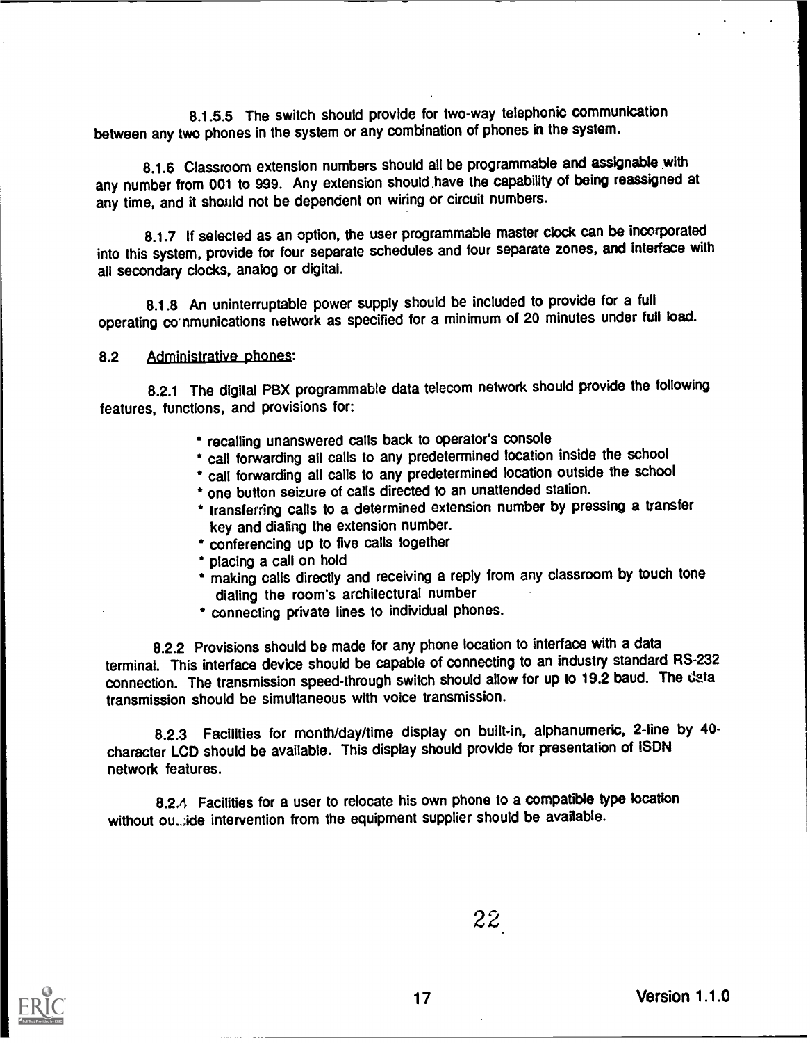8.1.5.5 The switch should provide for two-way telephonic communication between any two phones in the system or any combination of phones in the system.

8.1.6 Classroom extension numbers should all be programmable and assignable with any number from 001 to 999. Any extension should have the capability of being reassigned at any time, and it should not be dependent on wiring or circuit numbers.

8.1.7 If selected as an option, the user programmable master clock can be incorporated into this system, provide for four separate schedules and four separate zones, and interface with all secondary clocks, analog or digital.

8.1.8 An uninterruptable power supply should be included to provide for a full operating communications network as specified for a minimum of 20 minutes under full load.

8.2 Administrative phones:

8.2.1 The digital PBX programmable data telecom network should provide the following features, functions, and provisions for:

* recalling unanswered calls back to operator's console
* call forwarding all calls to any predetermined location inside the school
* call forwarding all calls to any predetermined location outside the school
* one button seizure of calls directed to an unattended station.
* transferring calls to a determined extension number by pressing a transfer key and dialing the extension number.
* conferencing up to five calls together
* placing a call on hold
* making calls directly and receiving a reply from any classroom by touch tone dialing the room's architectural number
* connecting private lines to individual phones.

8.2.2 Provisions should be made for any phone location to interface with a data terminal. This interface device should be capable of connecting to an industry standard RS-232 connection. The transmission speed-through switch should allow for up to 19.2 baud. The data transmission should be simultaneous with voice transmission.

8.2.3 Facilities for month/day/time display on built-in, alphanumeric, 2-line by 40-character LCD should be available. This display should provide for presentation of ISDN network features.

8.2.4 Facilities for a user to relocate his own phone to a compatible type location without outside intervention from the equipment supplier should be available.

Version 1.1.0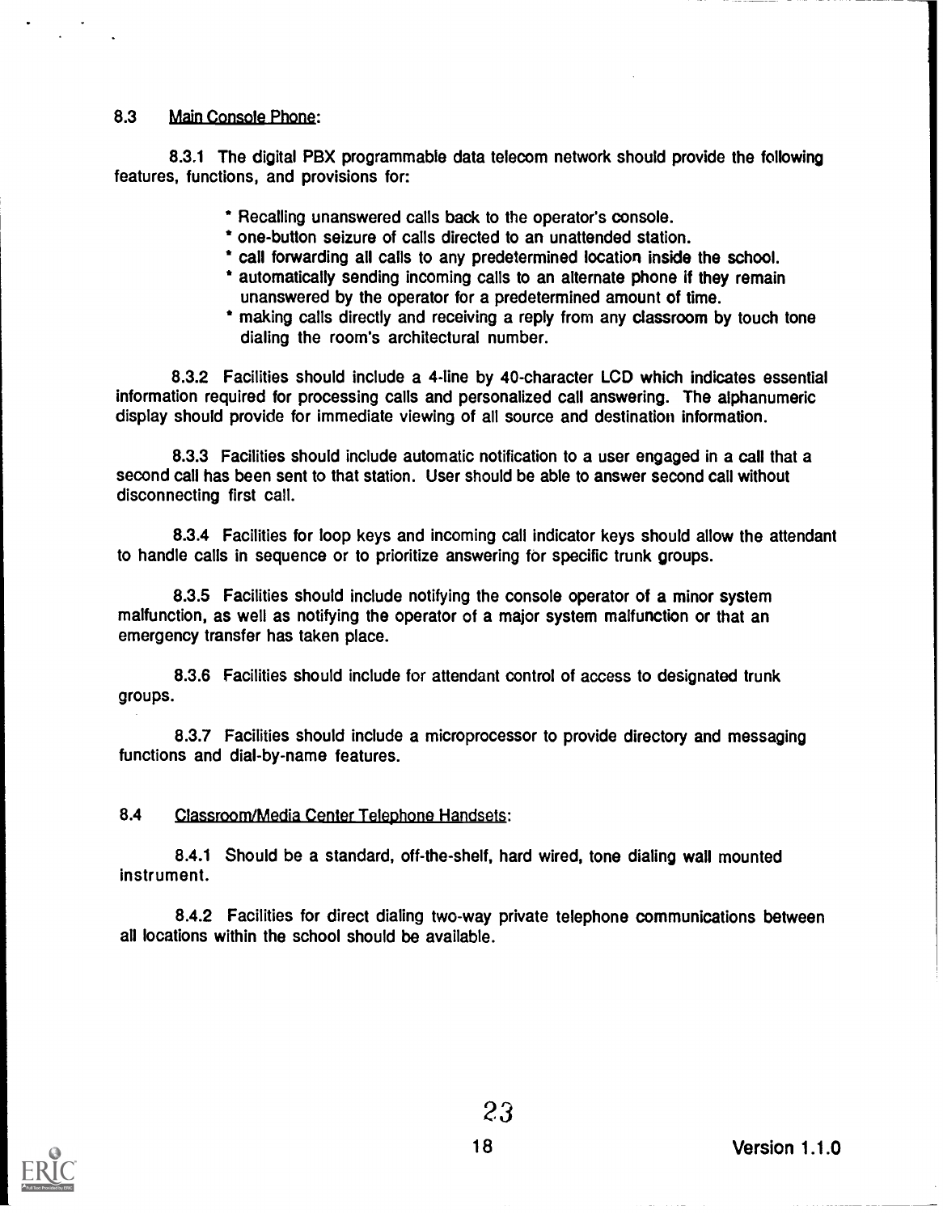## 8.3 Main Console Phone:

8.3.1 The digital PBX programmable data telecom network should provide the following features, functions, and provisions for:

* Recalling unanswered calls back to the operator's console.
* one-button seizure of calls directed to an unattended station.
* call forwarding all calls to any predetermined location inside the school.
* automatically sending incoming calls to an alternate phone if they remain unanswered by the operator for a predetermined amount of time.
* making calls directly and receiving a reply from any classroom by touch tone dialing the room's architectural number.

8.3.2 Facilities should include a 4-line by 40-character LCD which indicates essential information required for processing calls and personalized call answering. The alphanumeric display should provide for immediate viewing of all source and destination information.

8.3.3 Facilities should include automatic notification to a user engaged in a call that a second call has been sent to that station. User should be able to answer second call without disconnecting first call.

8.3.4 Facilities for loop keys and incoming call indicator keys should allow the attendant to handle calls in sequence or to prioritize answering for specific trunk groups.

8.3.5 Facilities should include notifying the console operator of a minor system malfunction, as well as notifying the operator of a major system malfunction or that an emergency transfer has taken place.

8.3.6 Facilities should include for attendant control of access to designated trunk groups.

8.3.7 Facilities should include a microprocessor to provide directory and messaging functions and dial-by-name features.

## 8.4 Classroom/Media Center Telephone Handsets:

8.4.1 Should be a standard, off-the-shelf, hard wired, tone dialing wall mounted instrument.

8.4.2 Facilities for direct dialing two-way private telephone communications between all locations within the school should be available.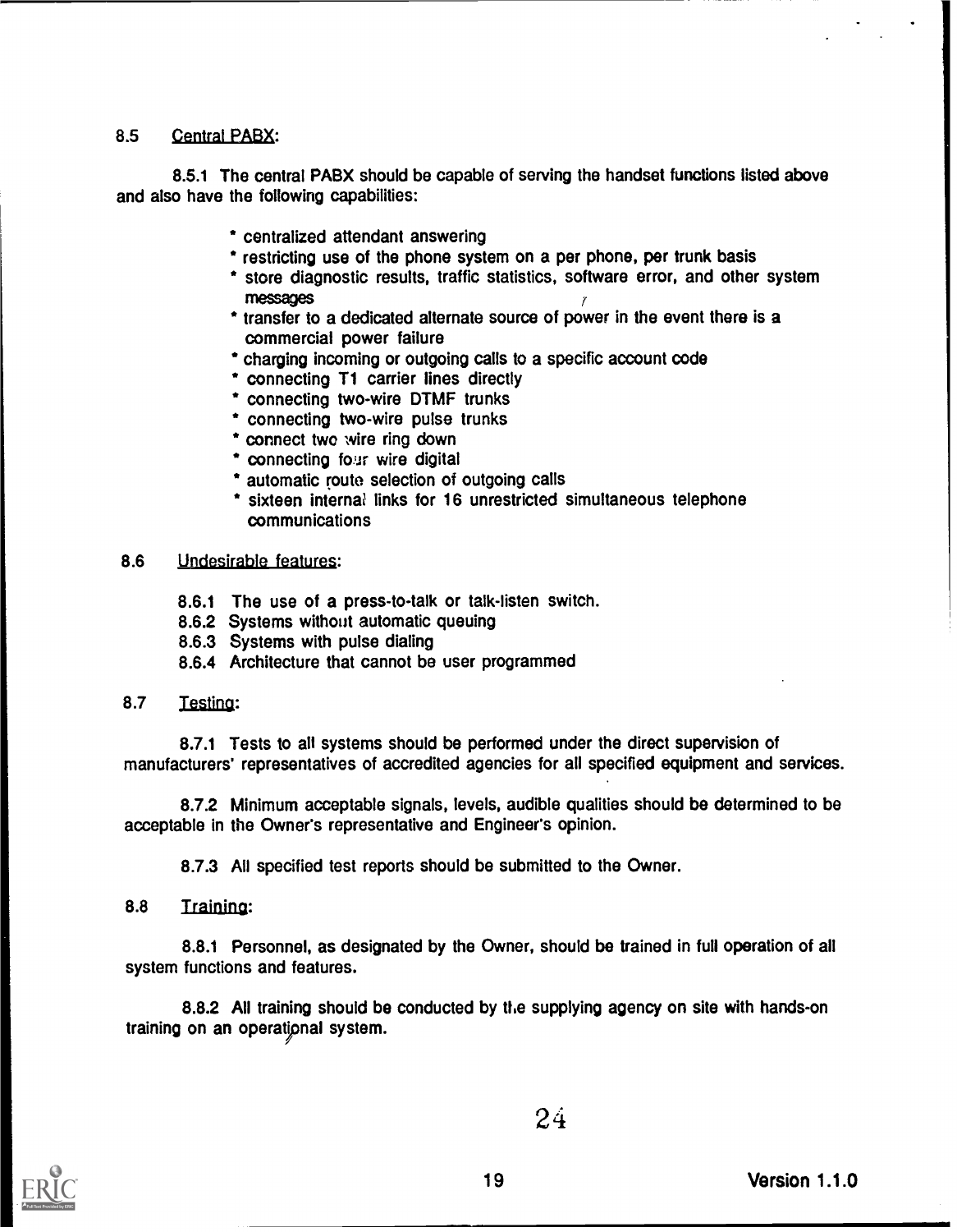8.5 Central PABX:

8.5.1 The central PABX should be capable of serving the handset functions listed above and also have the following capabilities:

* centralized attendant answering
* restricting use of the phone system on a per phone, per trunk basis
* store diagnostic results, traffic statistics, software error, and other system messages
* transfer to a dedicated alternate source of power in the event there is a commercial power failure
* charging incoming or outgoing calls to a specific account code
* connecting T1 carrier lines directly
* connecting two-wire DTMF trunks
* connecting two-wire pulse trunks
* connect two wire ring down
* connecting four wire digital
* automatic route selection of outgoing calls
* sixteen internal links for 16 unrestricted simultaneous telephone communications

8.6 Undesirable features:

8.6.1 The use of a press-to-talk or talk-listen switch.
8.6.2 Systems without automatic queuing
8.6.3 Systems with pulse dialing
8.6.4 Architecture that cannot be user programmed

8.7 Testing:

8.7.1 Tests to all systems should be performed under the direct supervision of manufacturers' representatives of accredited agencies for all specified equipment and services.

8.7.2 Minimum acceptable signals, levels, audible qualities should be determined to be acceptable in the Owner's representative and Engineer's opinion.

8.7.3 All specified test reports should be submitted to the Owner.

8.8 Training:

8.8.1 Personnel, as designated by the Owner, should be trained in full operation of all system functions and features.

8.8.2 All training should be conducted by the supplying agency on site with hands-on training on an operational system.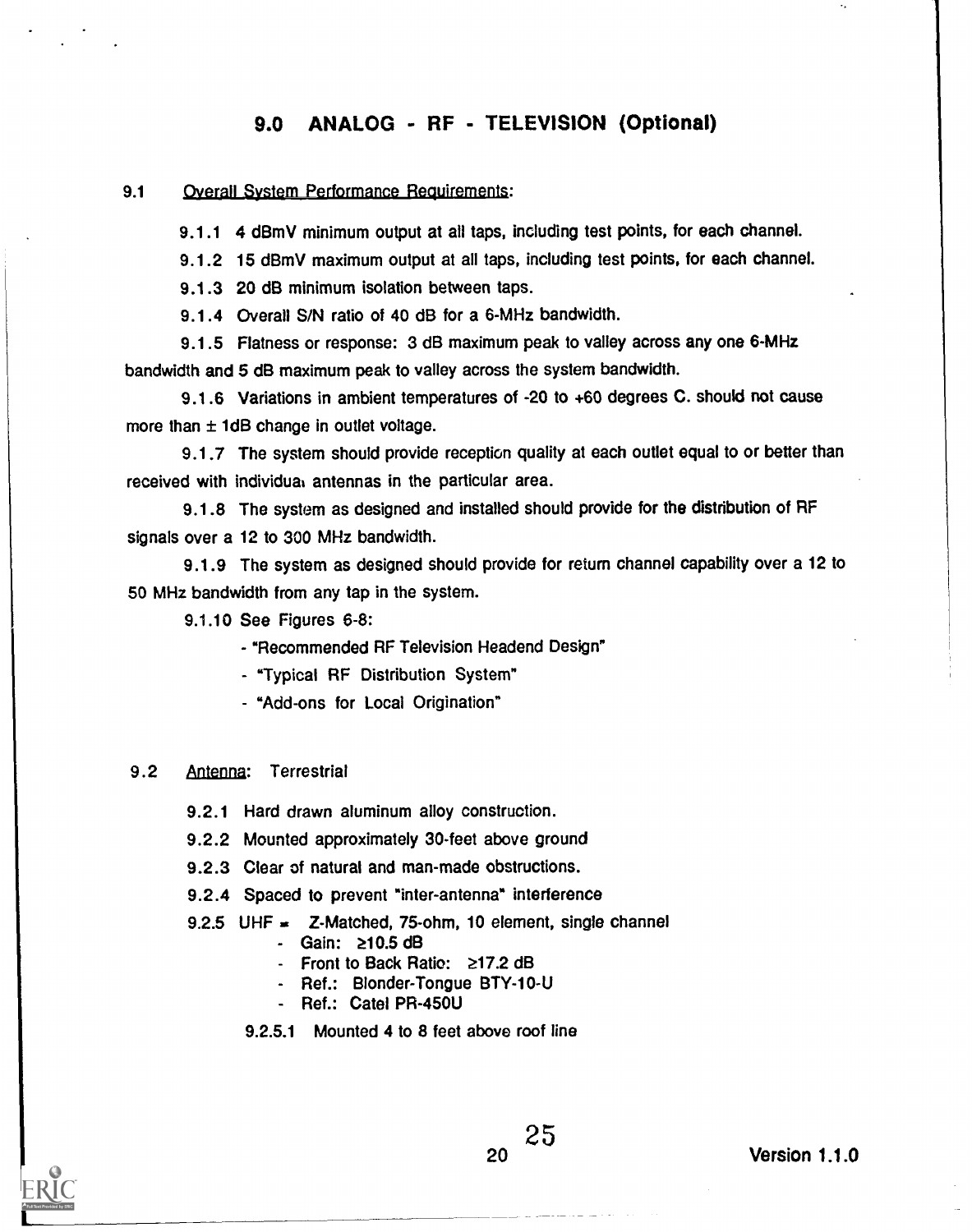# 9.0 ANALOG - RF - TELEVISION (Optional)

9.1 Overall System Performance Requirements:

9.1.1 4 dBmV minimum output at all taps, including test points, for each channel.

9.1.2 15 dBmV maximum output at all taps, including test points, for each channel.

9.1.3 20 dB minimum isolation between taps.

9.1.4 Overall S/N ratio of 40 dB for a 6-MHz bandwidth.

9.1.5 Flatness or response: 3 dB maximum peak to valley across any one 6-MHz bandwidth and 5 dB maximum peak to valley across the system bandwidth.

9.1.6 Variations in ambient temperatures of -20 to +60 degrees C. should not cause more than ± 1dB change in outlet voltage.

9.1.7 The system should provide reception quality at each outlet equal to or better than received with individual antennas in the particular area.

9.1.8 The system as designed and installed should provide for the distribution of RF signals over a 12 to 300 MHz bandwidth.

9.1.9 The system as designed should provide for return channel capability over a 12 to 50 MHz bandwidth from any tap in the system.

9.1.10 See Figures 6-8:

- "Recommended RF Television Headend Design"
- "Typical RF Distribution System"
- "Add-ons for Local Origination"

9.2 Antenna: Terrestrial

9.2.1 Hard drawn aluminum alloy construction.

9.2.2 Mounted approximately 30-feet above ground

9.2.3 Clear of natural and man-made obstructions.

9.2.4 Spaced to prevent "inter-antenna" interference

9.2.5 UHF = Z-Matched, 75-ohm, 10 element, single channel

- Gain: ≥10.5 dB
- Front to Back Ratio: ≥17.2 dB
- Ref.: Blonder-Tongue BTY-10-U
- Ref.: Catel PR-450U

9.2.5.1 Mounted 4 to 8 feet above roof line

Version 1.1.0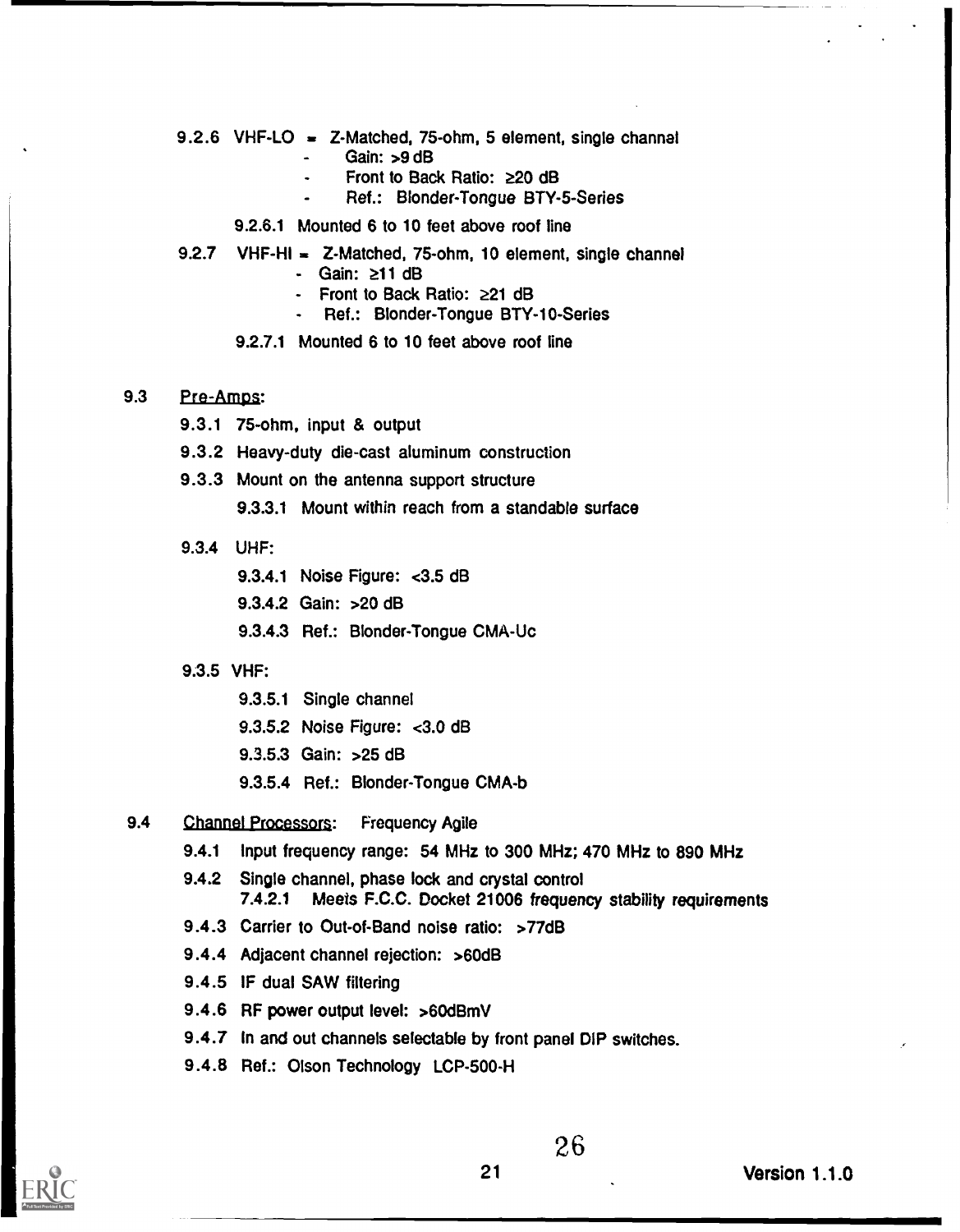9.2.6 VHF-LO = Z-Matched, 75-ohm, 5 element, single channel

- Gain: >9 dB
- Front to Back Ratio: ≥20 dB
- Ref.: Blonder-Tongue BTY-5-Series

9.2.6.1 Mounted 6 to 10 feet above roof line

9.2.7 VHF-HI = Z-Matched, 75-ohm, 10 element, single channel

- Gain: ≥11 dB
- Front to Back Ratio: ≥21 dB
- Ref.: Blonder-Tongue BTY-10-Series

9.2.7.1 Mounted 6 to 10 feet above roof line

9.3 Pre-Amps:

9.3.1 75-ohm, input & output

9.3.2 Heavy-duty die-cast aluminum construction

9.3.3 Mount on the antenna support structure

9.3.3.1 Mount within reach from a standable surface

9.3.4 UHF:

9.3.4.1 Noise Figure: <3.5 dB

9.3.4.2 Gain: >20 dB

9.3.4.3 Ref.: Blonder-Tongue CMA-Uc

9.3.5 VHF:

9.3.5.1 Single channel

9.3.5.2 Noise Figure: <3.0 dB

9.3.5.3 Gain: >25 dB

9.3.5.4 Ref.: Blonder-Tongue CMA-b

9.4 Channel Processors: Frequency Agile

9.4.1 Input frequency range: 54 MHz to 300 MHz; 470 MHz to 890 MHz

9.4.2 Single channel, phase lock and crystal control

7.4.2.1 Meets F.C.C. Docket 21006 frequency stability requirements

9.4.3 Carrier to Out-of-Band noise ratio: >77dB

9.4.4 Adjacent channel rejection: >60dB

9.4.5 IF dual SAW filtering

9.4.6 RF power output level: >60dBmV

9.4.7 In and out channels selectable by front panel DIP switches.

9.4.8 Ref.: Olson Technology LCP-500-H

Version 1.1.0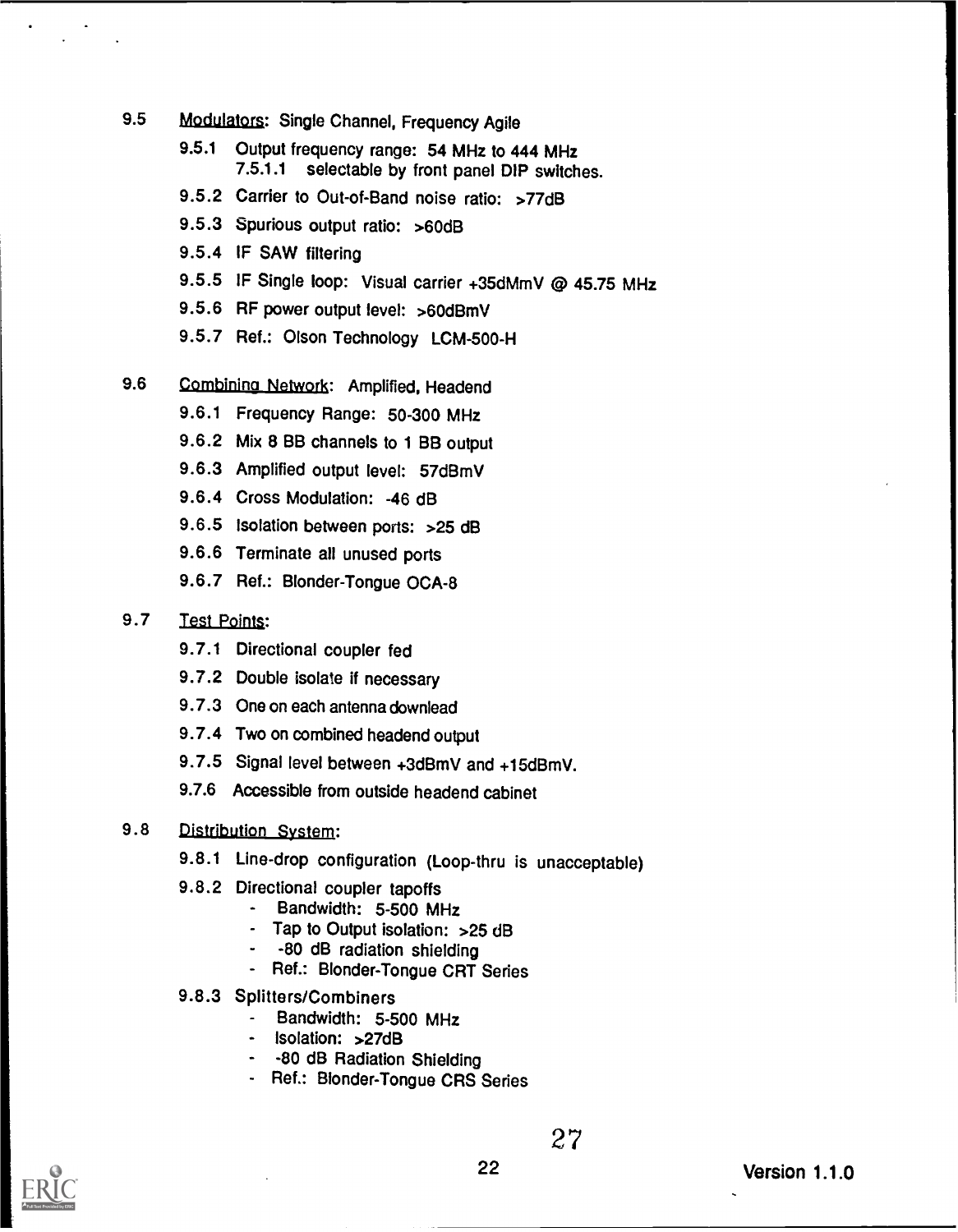9.5 Modulators: Single Channel, Frequency Agile

- 9.5.1 Output frequency range: 54 MHz to 444 MHz
  - 7.5.1.1 selectable by front panel DIP switches.
- 9.5.2 Carrier to Out-of-Band noise ratio: >77dB
- 9.5.3 Spurious output ratio: >60dB
- 9.5.4 IF SAW filtering
- 9.5.5 IF Single loop: Visual carrier +35dMmV @ 45.75 MHz
- 9.5.6 RF power output level: >60dBmV
- 9.5.7 Ref.: Olson Technology LCM-500-H

9.6 Combining Network: Amplified, Headend

- 9.6.1 Frequency Range: 50-300 MHz
- 9.6.2 Mix 8 BB channels to 1 BB output
- 9.6.3 Amplified output level: 57dBmV
- 9.6.4 Cross Modulation: -46 dB
- 9.6.5 Isolation between ports: >25 dB
- 9.6.6 Terminate all unused ports
- 9.6.7 Ref.: Blonder-Tongue OCA-8

9.7 Test Points:

- 9.7.1 Directional coupler fed
- 9.7.2 Double isolate if necessary
- 9.7.3 One on each antenna downlead
- 9.7.4 Two on combined headend output
- 9.7.5 Signal level between +3dBmV and +15dBmV.
- 9.7.6 Accessible from outside headend cabinet

9.8 Distribution System:

- 9.8.1 Line-drop configuration (Loop-thru is unacceptable)
- 9.8.2 Directional coupler tapoffs
  - Bandwidth: 5-500 MHz
  - Tap to Output isolation: >25 dB
  - -80 dB radiation shielding
  - Ref.: Blonder-Tongue CRT Series
- 9.8.3 Splitters/Combiners
  - Bandwidth: 5-500 MHz
  - Isolation: >27dB
  - -80 dB Radiation Shielding
  - Ref.: Blonder-Tongue CRS Series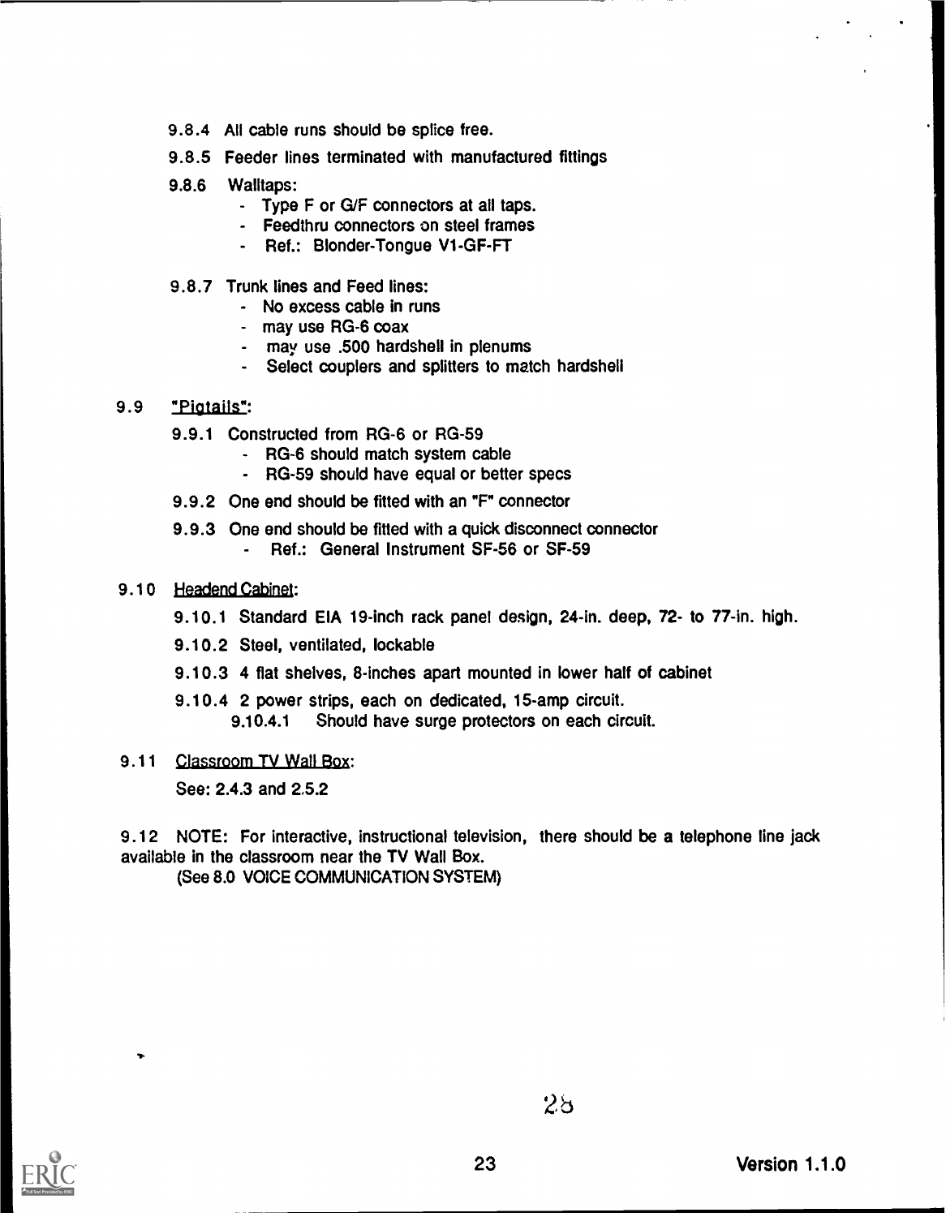9.8.4 All cable runs should be splice free.

9.8.5 Feeder lines terminated with manufactured fittings

9.8.6 Walltaps:
- Type F or G/F connectors at all taps.
- Feedthru connectors on steel frames
- Ref.: Blonder-Tongue V1-GF-FT

9.8.7 Trunk lines and Feed lines:
- No excess cable in runs
- may use RG-6 coax
- may use .500 hardshell in plenums
- Select couplers and splitters to match hardshell

9.9 <u>"Pigtails"</u>:

9.9.1 Constructed from RG-6 or RG-59
- RG-6 should match system cable
- RG-59 should have equal or better specs

9.9.2 One end should be fitted with an "F" connector

9.9.3 One end should be fitted with a quick disconnect connector
- Ref.: General Instrument SF-56 or SF-59

9.10 <u>Headend Cabinet</u>:

9.10.1 Standard EIA 19-inch rack panel design, 24-in. deep, 72- to 77-in. high.

9.10.2 Steel, ventilated, lockable

9.10.3 4 flat shelves, 8-inches apart mounted in lower half of cabinet

9.10.4 2 power strips, each on dedicated, 15-amp circuit.

9.10.4.1 Should have surge protectors on each circuit.

9.11 <u>Classroom TV Wall Box</u>:

See: 2.4.3 and 2.5.2

9.12 NOTE: For interactive, instructional television, there should be a telephone line jack available in the classroom near the TV Wall Box.
(See 8.0 VOICE COMMUNICATION SYSTEM)

Version 1.1.0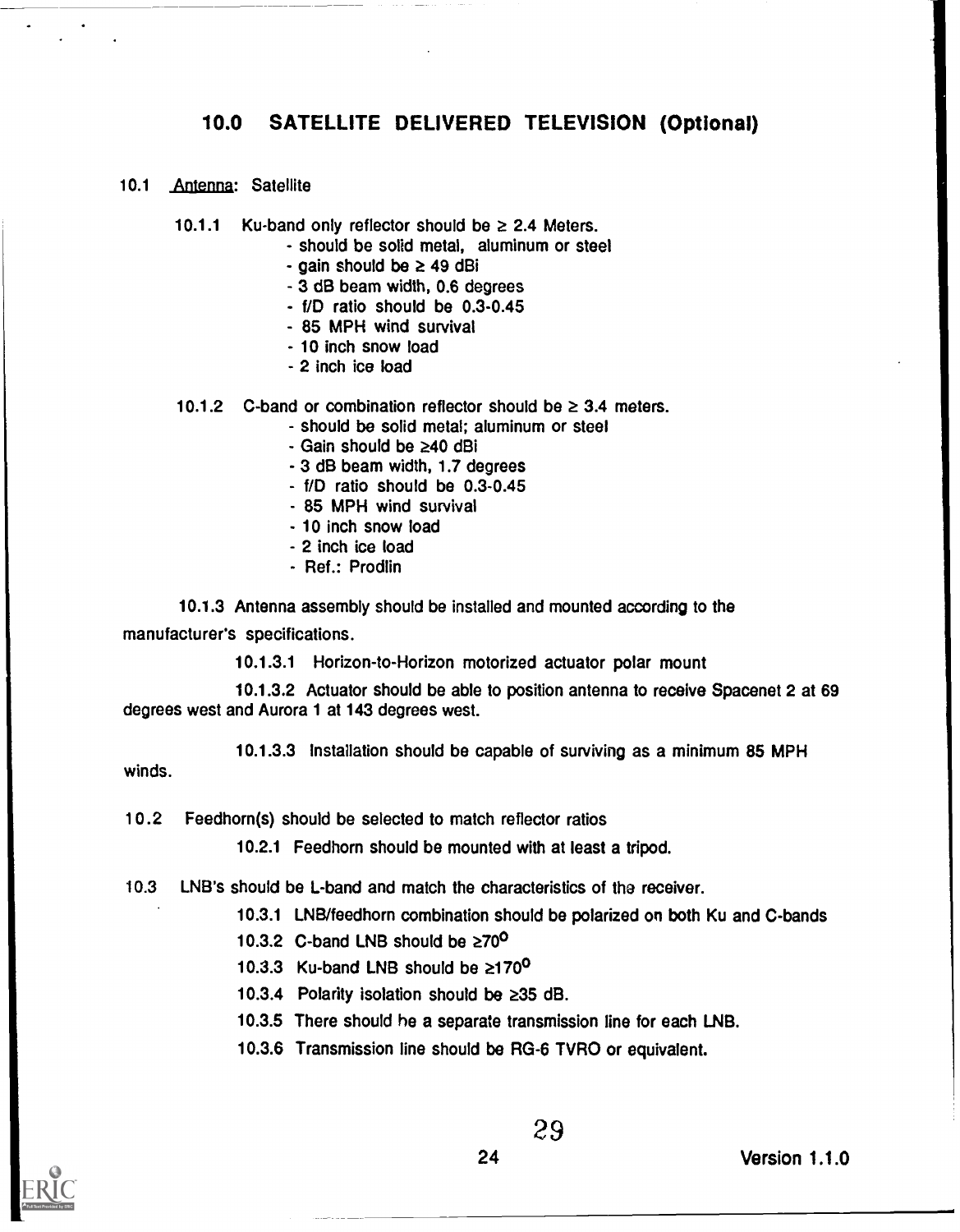## 10.0 SATELLITE DELIVERED TELEVISION (Optional)

10.1 Antenna: Satellite

10.1.1 Ku-band only reflector should be ≥ 2.4 Meters.
- should be solid metal, aluminum or steel
- gain should be ≥ 49 dBi
- 3 dB beam width, 0.6 degrees
- f/D ratio should be 0.3-0.45
- 85 MPH wind survival
- 10 inch snow load
- 2 inch ice load

10.1.2 C-band or combination reflector should be ≥ 3.4 meters.
- should be solid metal; aluminum or steel
- Gain should be ≥40 dBi
- 3 dB beam width, 1.7 degrees
- f/D ratio should be 0.3-0.45
- 85 MPH wind survival
- 10 inch snow load
- 2 inch ice load
- Ref.: Prodlin

10.1.3 Antenna assembly should be installed and mounted according to the manufacturer's specifications.

10.1.3.1 Horizon-to-Horizon motorized actuator polar mount

10.1.3.2 Actuator should be able to position antenna to receive Spacenet 2 at 69 degrees west and Aurora 1 at 143 degrees west.

10.1.3.3 Installation should be capable of surviving as a minimum 85 MPH winds.

10.2 Feedhorn(s) should be selected to match reflector ratios

10.2.1 Feedhorn should be mounted with at least a tripod.

10.3 LNB's should be L-band and match the characteristics of the receiver.

10.3.1 LNB/feedhorn combination should be polarized on both Ku and C-bands

10.3.2 C-band LNB should be ≥70°

10.3.3 Ku-band LNB should be ≥170°

10.3.4 Polarity isolation should be ≥35 dB.

10.3.5 There should be a separate transmission line for each LNB.

10.3.6 Transmission line should be RG-6 TVRO or equivalent.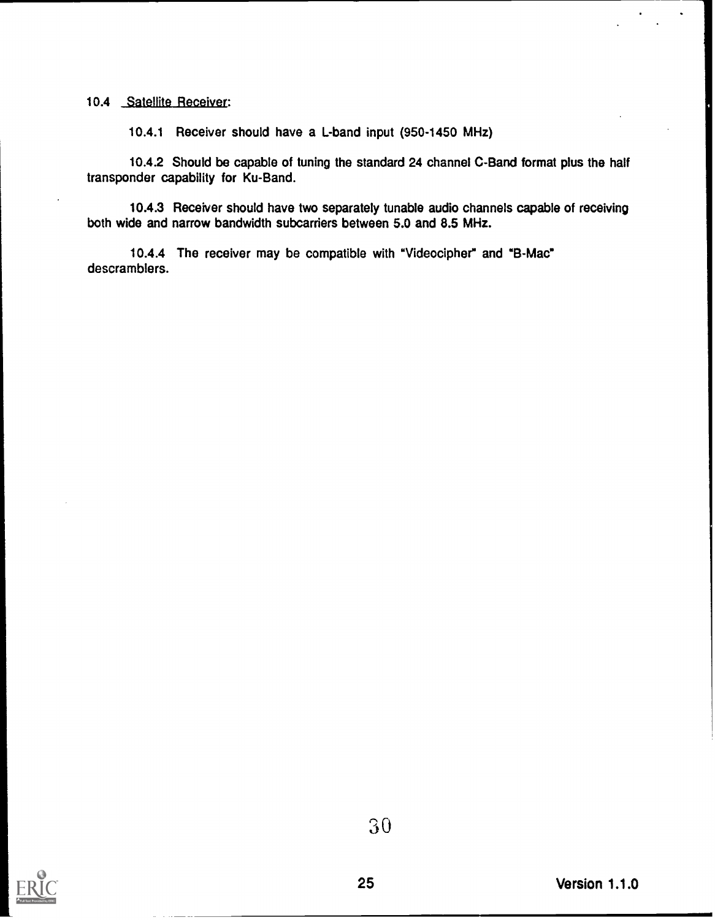### 10.4 Satellite Receiver:

10.4.1 Receiver should have a L-band input (950-1450 MHz)

10.4.2 Should be capable of tuning the standard 24 channel C-Band format plus the half transponder capability for Ku-Band.

10.4.3 Receiver should have two separately tunable audio channels capable of receiving both wide and narrow bandwidth subcarriers between 5.0 and 8.5 MHz.

10.4.4 The receiver may be compatible with "Videocipher" and "B-Mac" descramblers.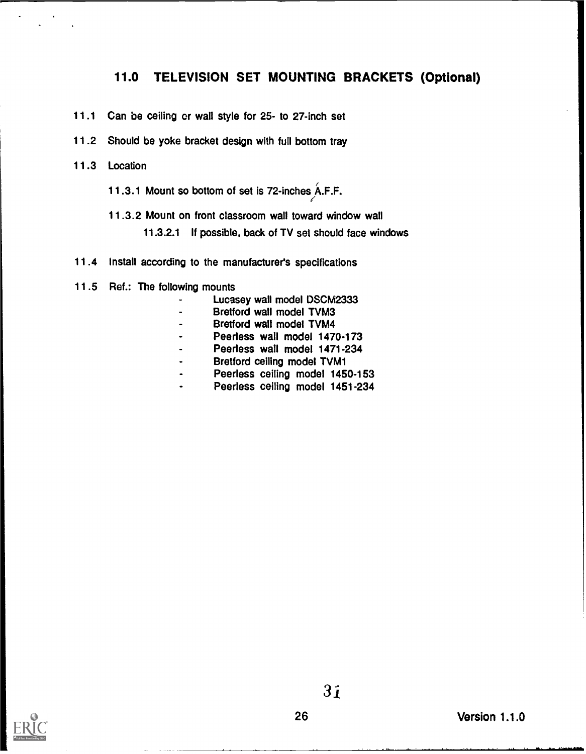## 11.0 TELEVISION SET MOUNTING BRACKETS (Optional)

11.1 Can be ceiling or wall style for 25- to 27-inch set

11.2 Should be yoke bracket design with full bottom tray

11.3 Location

11.3.1 Mount so bottom of set is 72-inches A.F.F.

11.3.2 Mount on front classroom wall toward window wall

11.3.2.1 If possible, back of TV set should face windows

11.4 Install according to the manufacturer's specifications

11.5 Ref.: The following mounts

- Lucasey wall model DSCM2333
- Bretford wall model TVM3
- Bretford wall model TVM4
- Peerless wall model 1470-173
- Peerless wall model 1471-234
- Bretford ceiling model TVM1
- Peerless ceiling model 1450-153
- Peerless ceiling model 1451-234

Version 1.1.0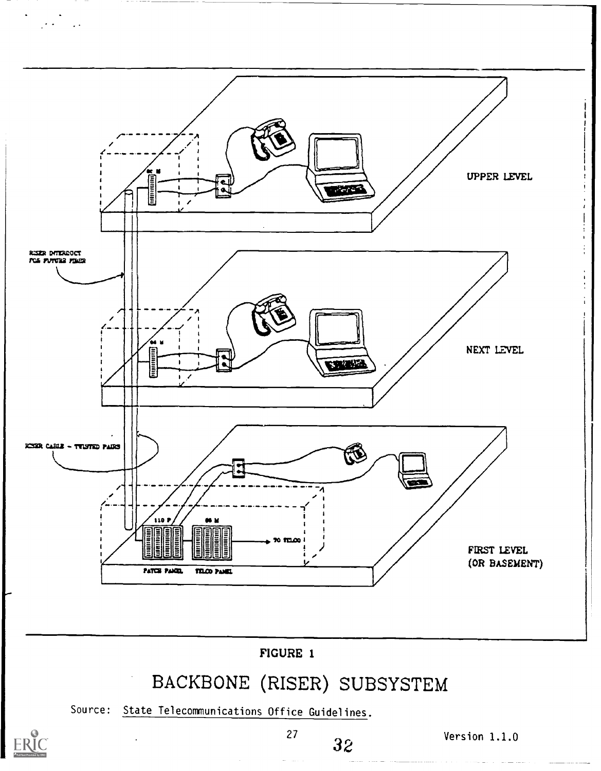FIGURE 1

BACKBONE (RISER) SUBSYSTEM

Source: State Telecommunications Office Guidelines.

Version 1.1.0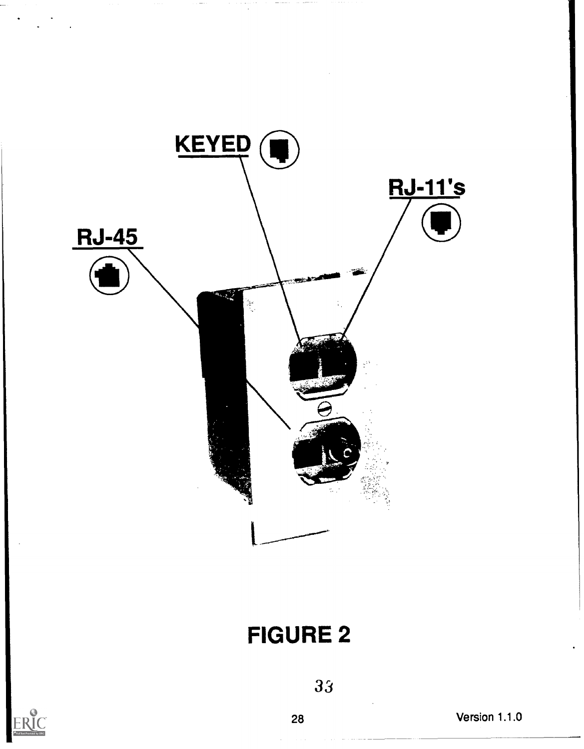KEYED

RJ-11's

RJ-45

**FIGURE 2**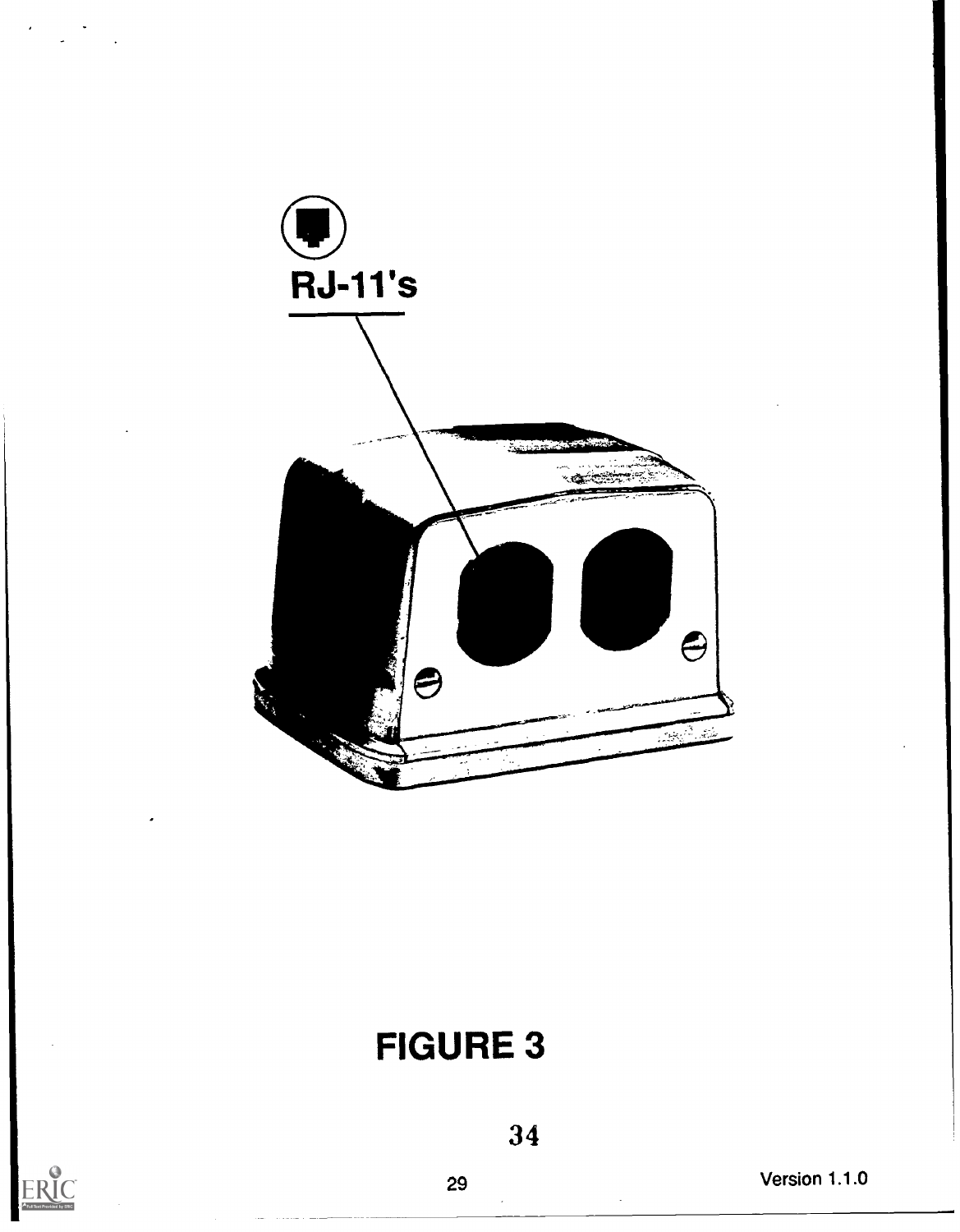RJ-11's

FIGURE 3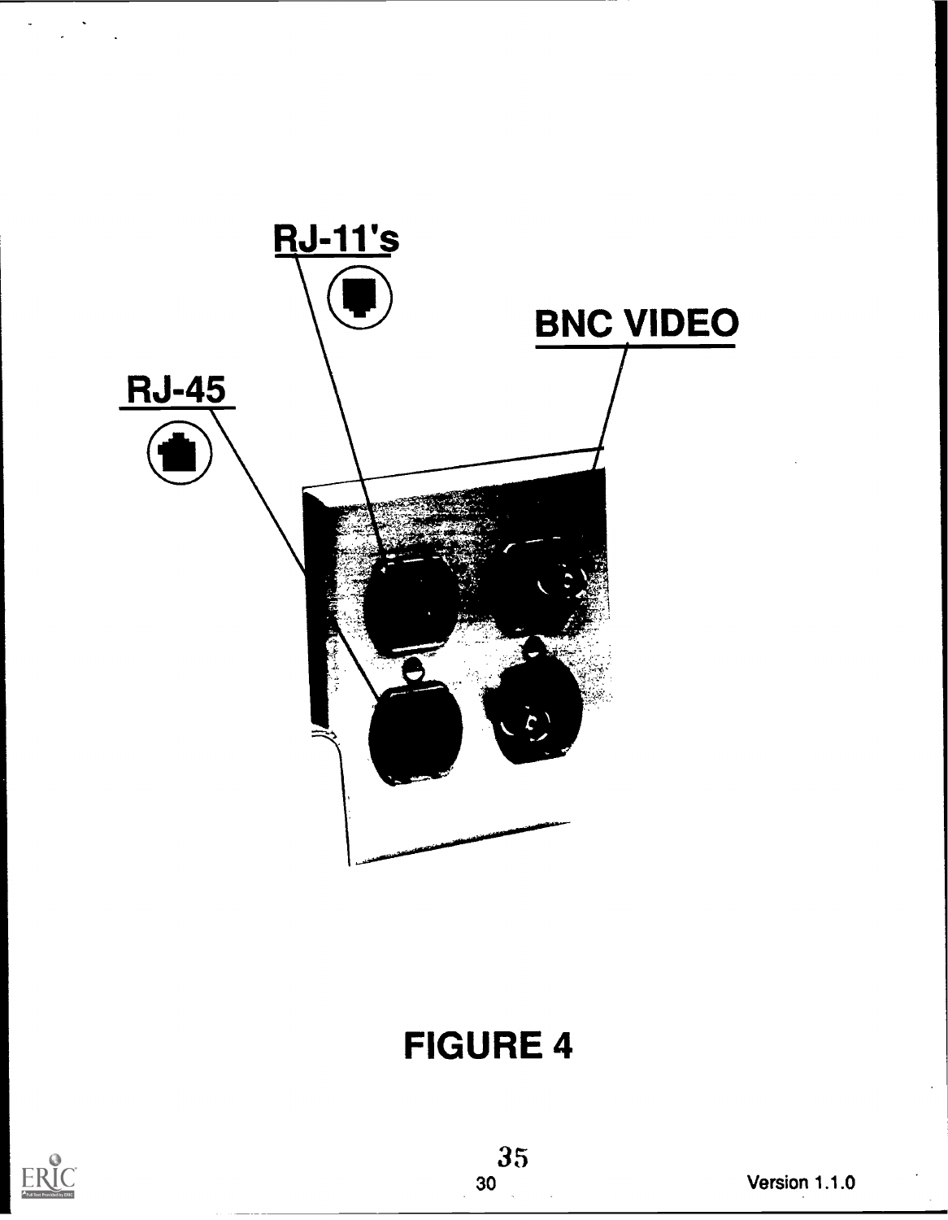RJ-11's

BNC VIDEO

RJ-45

FIGURE 4

Version 1.1.0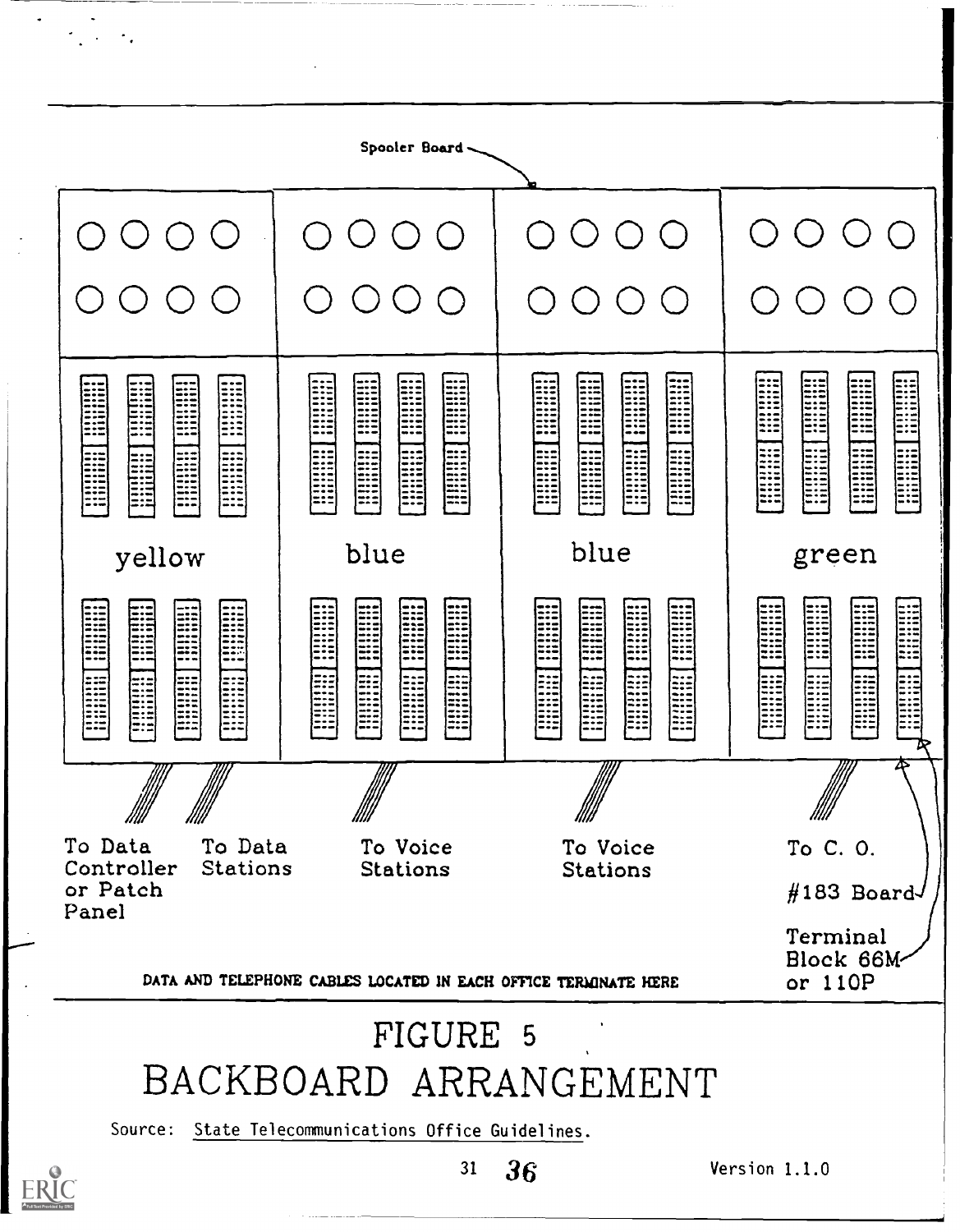Spooler Board

yellow

blue

blue

green

To Data Controller or Patch Panel

To Data Stations

To Voice Stations

To Voice Stations

To C. O.

#183 Board

Terminal Block 66M or 110P

DATA AND TELEPHONE CABLES LOCATED IN EACH OFFICE TERMINATE HERE

# FIGURE 5
# BACKBOARD ARRANGEMENT

Source: State Telecommunications Office Guidelines.

Version 1.1.0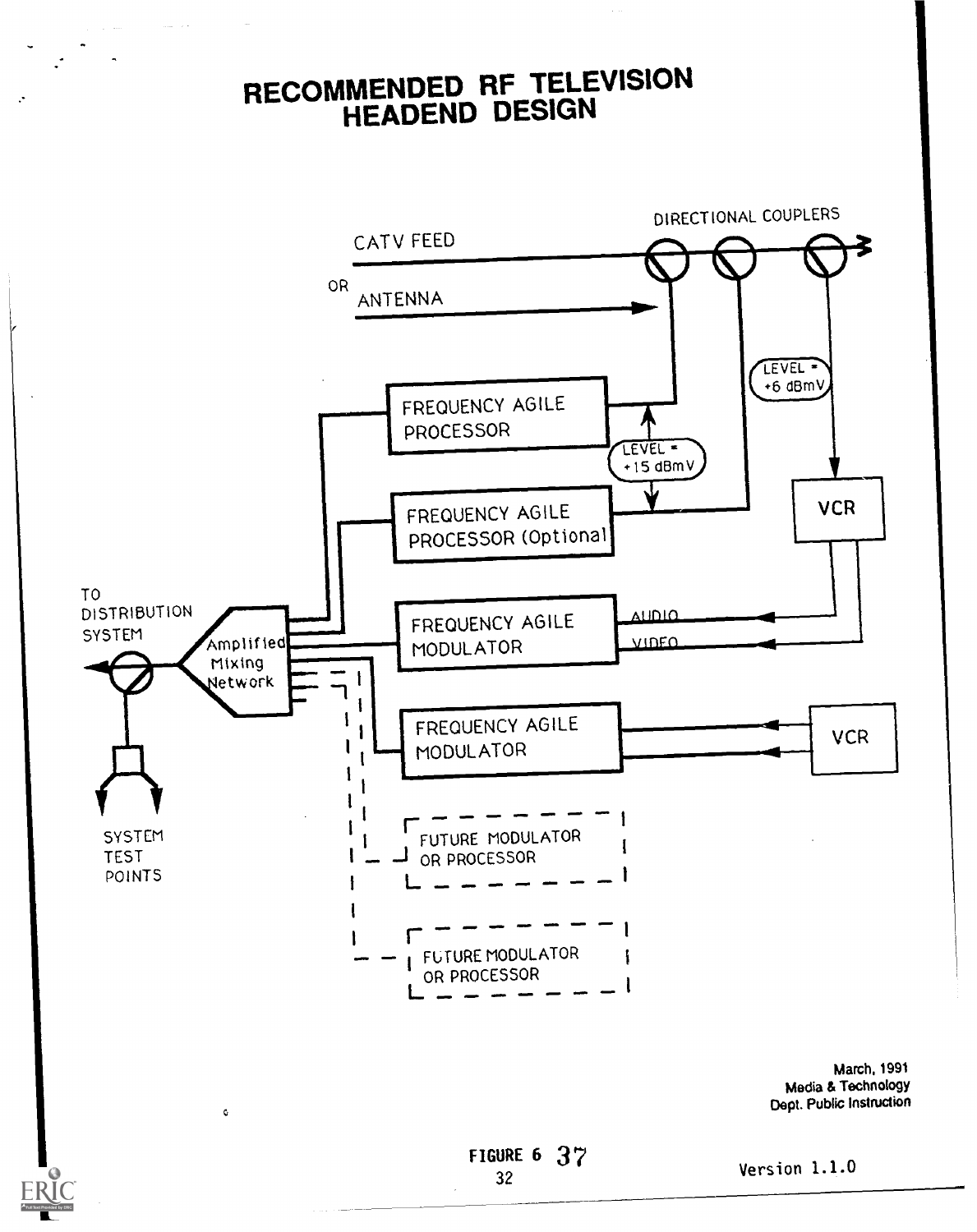# RECOMMENDED RF TELEVISION HEADEND DESIGN

DIRECTIONAL COUPLERS

CATV FEED

OR

ANTENNA

LEVEL = +6 dBmV

FREQUENCY AGILE PROCESSOR

LEVEL = +15 dBmV

FREQUENCY AGILE PROCESSOR (Optional)

VCR

TO DISTRIBUTION SYSTEM

Amplified Mixing Network

FREQUENCY AGILE MODULATOR

AUDIO

VIDEO

FREQUENCY AGILE MODULATOR

VCR

SYSTEM TEST POINTS

FUTURE MODULATOR OR PROCESSOR

FUTURE MODULATOR OR PROCESSOR

March, 1991
Media & Technology
Dept. Public Instruction

FIGURE 6

Version 1.1.0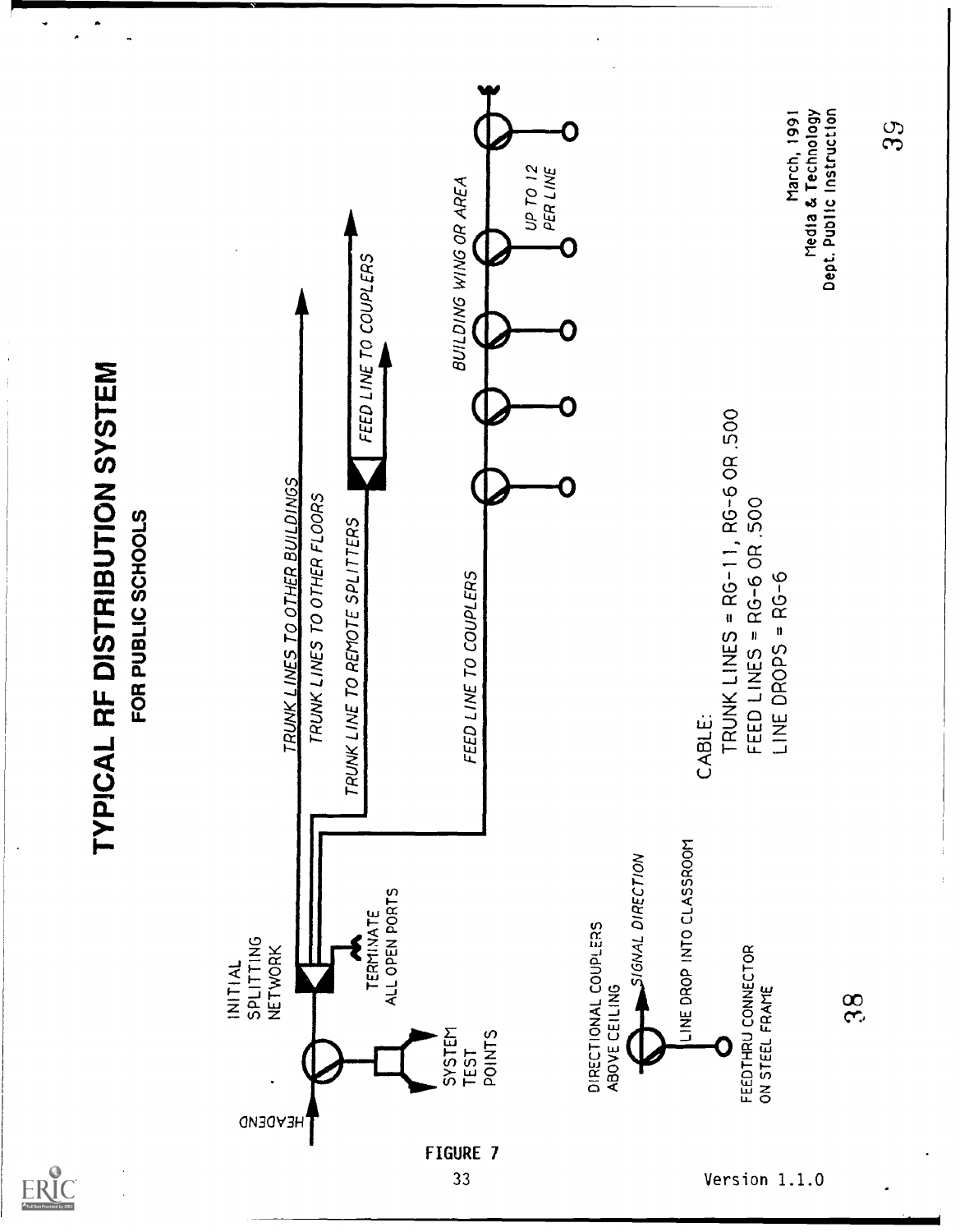# TYPICAL RF DISTRIBUTION SYSTEM

## FOR PUBLIC SCHOOLS

HEADEND

INITIAL SPLITTING NETWORK

TERMINATE ALL OPEN PORTS

SYSTEM TEST POINTS

TRUNK LINES TO OTHER BUILDINGS

TRUNK LINES TO OTHER FLOORS

TRUNK LINE TO REMOTE SPLITTERS

FEED LINE TO COUPLERS

FEED LINE TO COUPLERS

BUILDING WING OR AREA

UP TO 12 PER LINE

DIRECTIONAL COUPLERS ABOVE CEILING

SIGNAL DIRECTION

LINE DROP INTO CLASSROOM

FEEDTHRU CONNECTOR ON STEEL FRAME

CABLE:
TRUNK LINES = RG-11, RG-6 OR .500
FEED LINES = RG-6 OR .500
LINE DROPS = RG-6

March, 1991
Media & Technology
Dept. Public Instruction

FIGURE 7

Version 1.1.0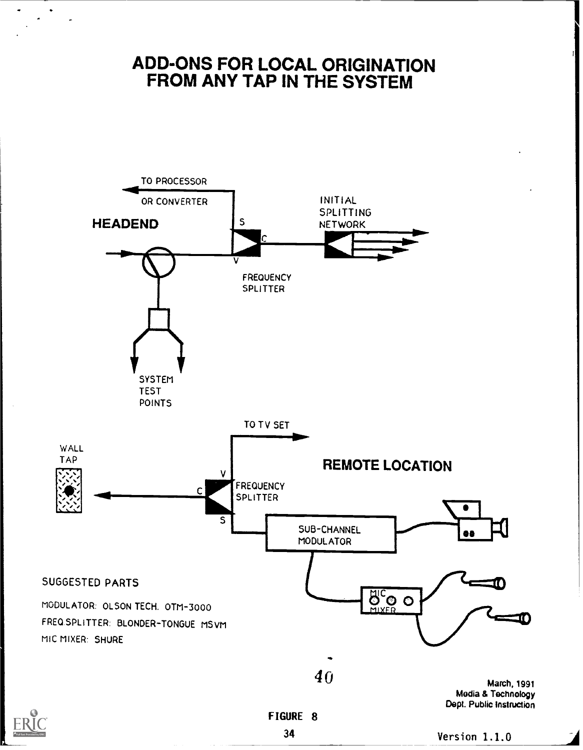# ADD-ONS FOR LOCAL ORIGINATION FROM ANY TAP IN THE SYSTEM

TO PROCESSOR OR CONVERTER

HEADEND

S

C

V

INITIAL SPLITTING NETWORK

FREQUENCY SPLITTER

SYSTEM TEST POINTS

TO TV SET

WALL TAP

V

C

FREQUENCY SPLITTER

S

REMOTE LOCATION

SUB-CHANNEL MODULATOR

MIC MIXER

SUGGESTED PARTS

MODULATOR: OLSON TECH. OTM-3000

FREQ.SPLITTER: BLONDER-TONGUE MSVM

MIC MIXER: SHURE

March, 1991
Media & Technology
Dept. Public Instruction

FIGURE 8

Version 1.1.0